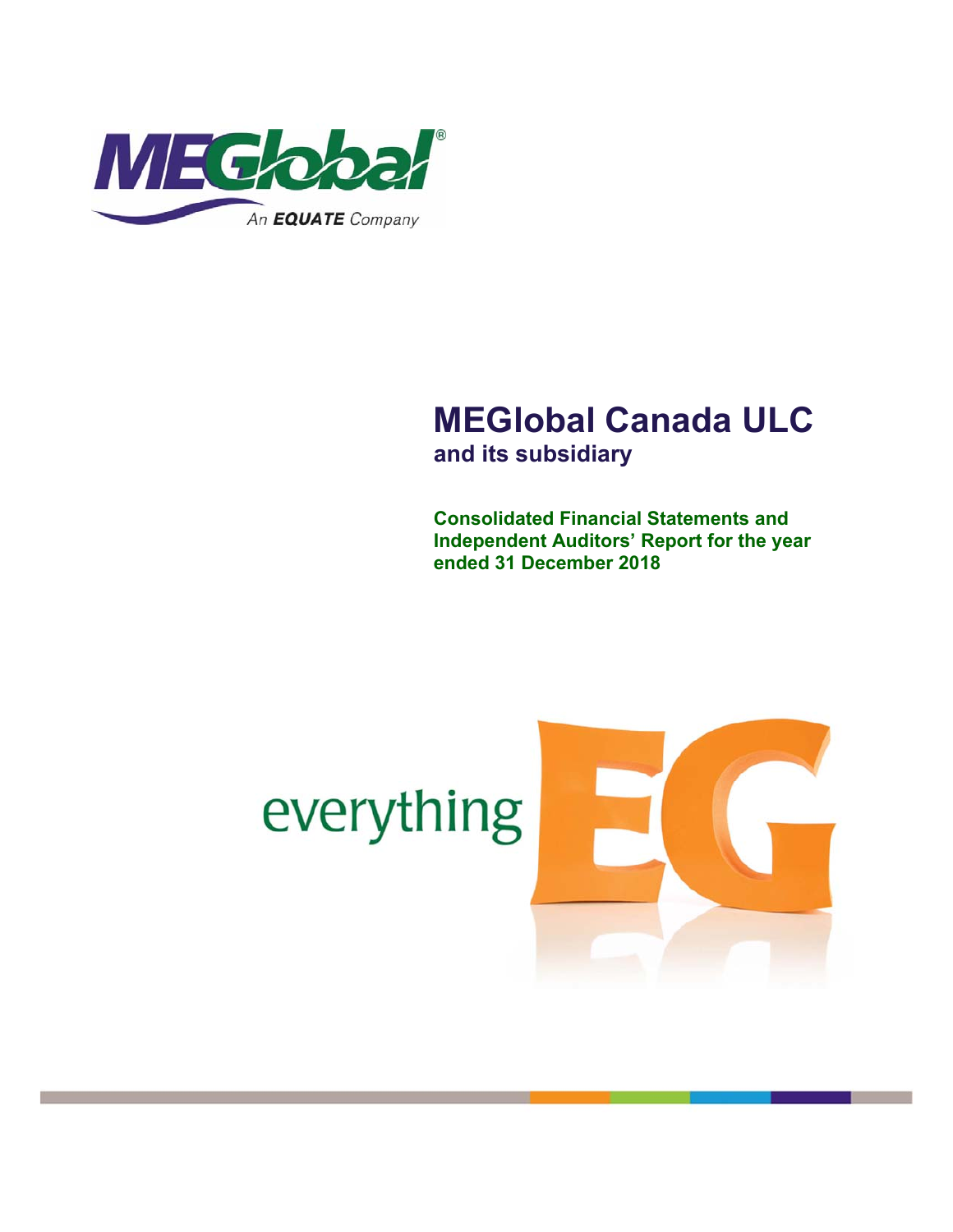# MEGlobal Canada ULC

## and its subsidiary

**Consolidated Financial Statements and Independent Auditors' Report for the year ended 31 December 2018**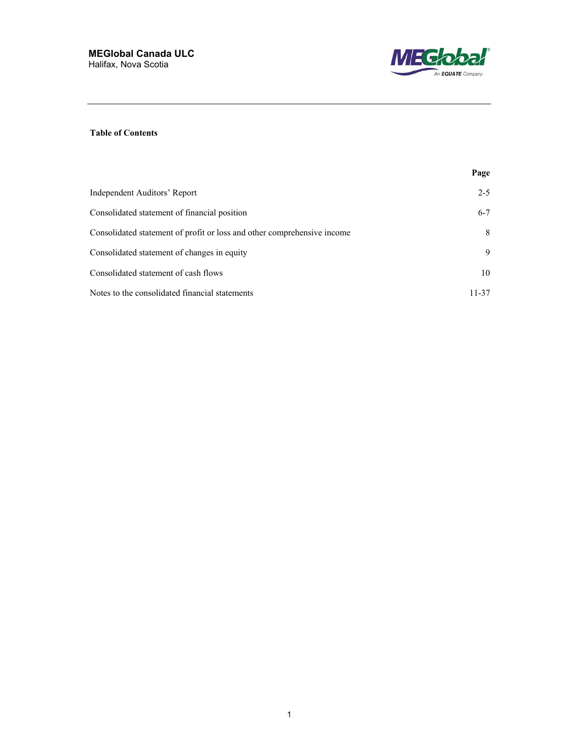**MEGlobal Canada ULC**
Halifax, Nova Scotia

**Table of Contents**

| | Page |
|---|---|
| Independent Auditors' Report | 2-5 |
| Consolidated statement of financial position | 6-7 |
| Consolidated statement of profit or loss and other comprehensive income | 8 |
| Consolidated statement of changes in equity | 9 |
| Consolidated statement of cash flows | 10 |
| Notes to the consolidated financial statements | 11-37 |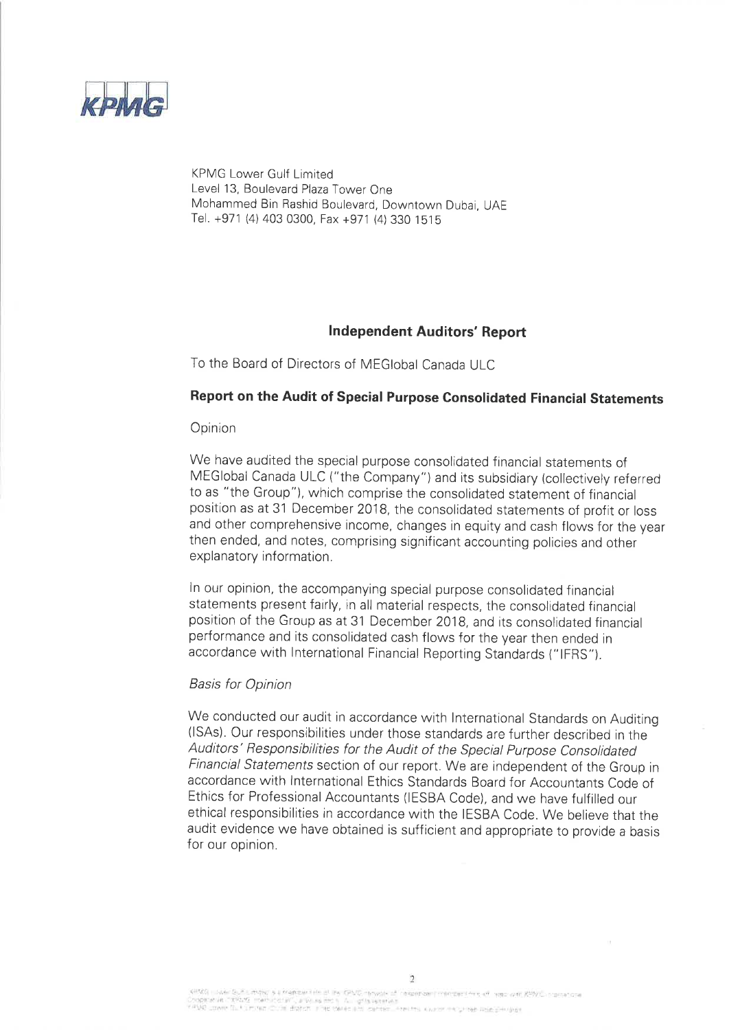KPMG Lower Gulf Limited
Level 13, Boulevard Plaza Tower One
Mohammed Bin Rashid Boulevard, Downtown Dubai, UAE
Tel. +971 (4) 403 0300, Fax +971 (4) 330 1515

# Independent Auditors' Report

To the Board of Directors of MEGlobal Canada ULC

## Report on the Audit of Special Purpose Consolidated Financial Statements

Opinion

We have audited the special purpose consolidated financial statements of MEGlobal Canada ULC ("the Company") and its subsidiary (collectively referred to as "the Group"), which comprise the consolidated statement of financial position as at 31 December 2018, the consolidated statements of profit or loss and other comprehensive income, changes in equity and cash flows for the year then ended, and notes, comprising significant accounting policies and other explanatory information.

In our opinion, the accompanying special purpose consolidated financial statements present fairly, in all material respects, the consolidated financial position of the Group as at 31 December 2018, and its consolidated financial performance and its consolidated cash flows for the year then ended in accordance with International Financial Reporting Standards ("IFRS").

*Basis for Opinion*

We conducted our audit in accordance with International Standards on Auditing (ISAs). Our responsibilities under those standards are further described in the *Auditors' Responsibilities for the Audit of the Special Purpose Consolidated Financial Statements* section of our report. We are independent of the Group in accordance with International Ethics Standards Board for Accountants Code of Ethics for Professional Accountants (IESBA Code), and we have fulfilled our ethical responsibilities in accordance with the IESBA Code. We believe that the audit evidence we have obtained is sufficient and appropriate to provide a basis for our opinion.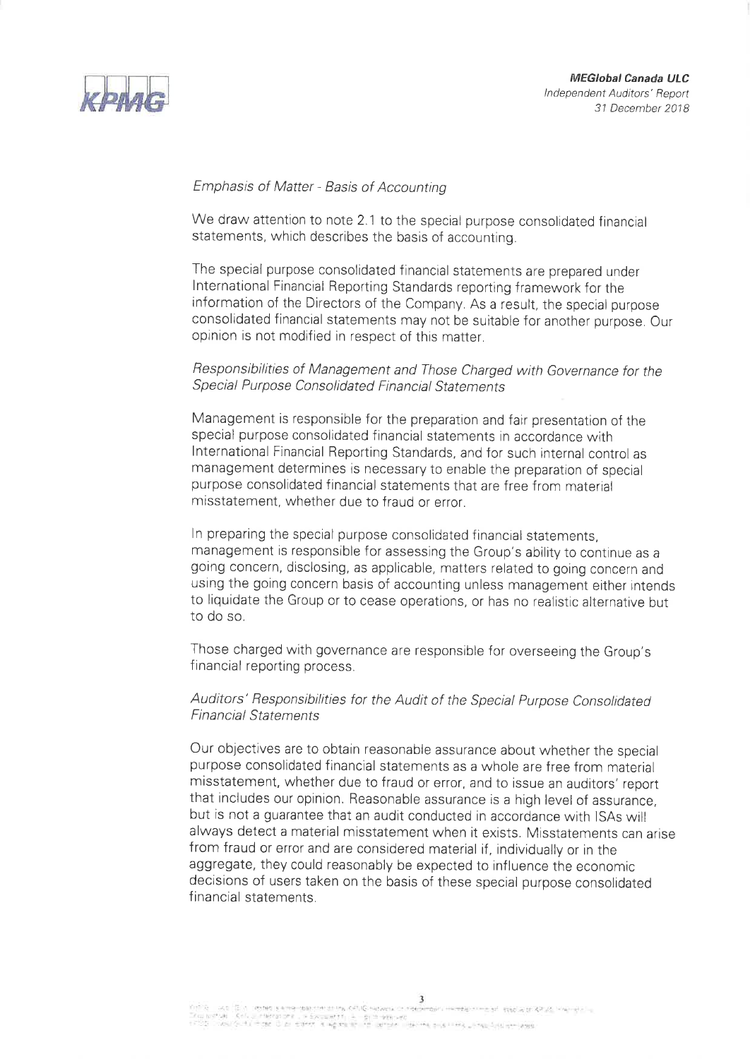*Emphasis of Matter - Basis of Accounting*

We draw attention to note 2.1 to the special purpose consolidated financial statements, which describes the basis of accounting.

The special purpose consolidated financial statements are prepared under International Financial Reporting Standards reporting framework for the information of the Directors of the Company. As a result, the special purpose consolidated financial statements may not be suitable for another purpose. Our opinion is not modified in respect of this matter.

*Responsibilities of Management and Those Charged with Governance for the Special Purpose Consolidated Financial Statements*

Management is responsible for the preparation and fair presentation of the special purpose consolidated financial statements in accordance with International Financial Reporting Standards, and for such internal control as management determines is necessary to enable the preparation of special purpose consolidated financial statements that are free from material misstatement, whether due to fraud or error.

In preparing the special purpose consolidated financial statements, management is responsible for assessing the Group's ability to continue as a going concern, disclosing, as applicable, matters related to going concern and using the going concern basis of accounting unless management either intends to liquidate the Group or to cease operations, or has no realistic alternative but to do so.

Those charged with governance are responsible for overseeing the Group's financial reporting process.

*Auditors' Responsibilities for the Audit of the Special Purpose Consolidated Financial Statements*

Our objectives are to obtain reasonable assurance about whether the special purpose consolidated financial statements as a whole are free from material misstatement, whether due to fraud or error, and to issue an auditors' report that includes our opinion. Reasonable assurance is a high level of assurance, but is not a guarantee that an audit conducted in accordance with ISAs will always detect a material misstatement when it exists. Misstatements can arise from fraud or error and are considered material if, individually or in the aggregate, they could reasonably be expected to influence the economic decisions of users taken on the basis of these special purpose consolidated financial statements.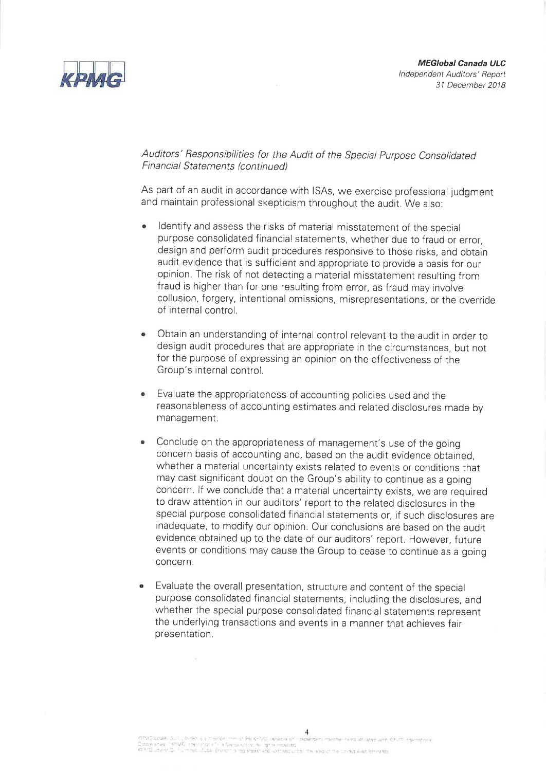*Auditors' Responsibilities for the Audit of the Special Purpose Consolidated Financial Statements (continued)*

As part of an audit in accordance with ISAs, we exercise professional judgment and maintain professional skepticism throughout the audit. We also:

- Identify and assess the risks of material misstatement of the special purpose consolidated financial statements, whether due to fraud or error, design and perform audit procedures responsive to those risks, and obtain audit evidence that is sufficient and appropriate to provide a basis for our opinion. The risk of not detecting a material misstatement resulting from fraud is higher than for one resulting from error, as fraud may involve collusion, forgery, intentional omissions, misrepresentations, or the override of internal control.

- Obtain an understanding of internal control relevant to the audit in order to design audit procedures that are appropriate in the circumstances, but not for the purpose of expressing an opinion on the effectiveness of the Group's internal control.

- Evaluate the appropriateness of accounting policies used and the reasonableness of accounting estimates and related disclosures made by management.

- Conclude on the appropriateness of management's use of the going concern basis of accounting and, based on the audit evidence obtained, whether a material uncertainty exists related to events or conditions that may cast significant doubt on the Group's ability to continue as a going concern. If we conclude that a material uncertainty exists, we are required to draw attention in our auditors' report to the related disclosures in the special purpose consolidated financial statements or, if such disclosures are inadequate, to modify our opinion. Our conclusions are based on the audit evidence obtained up to the date of our auditors' report. However, future events or conditions may cause the Group to cease to continue as a going concern.

- Evaluate the overall presentation, structure and content of the special purpose consolidated financial statements, including the disclosures, and whether the special purpose consolidated financial statements represent the underlying transactions and events in a manner that achieves fair presentation.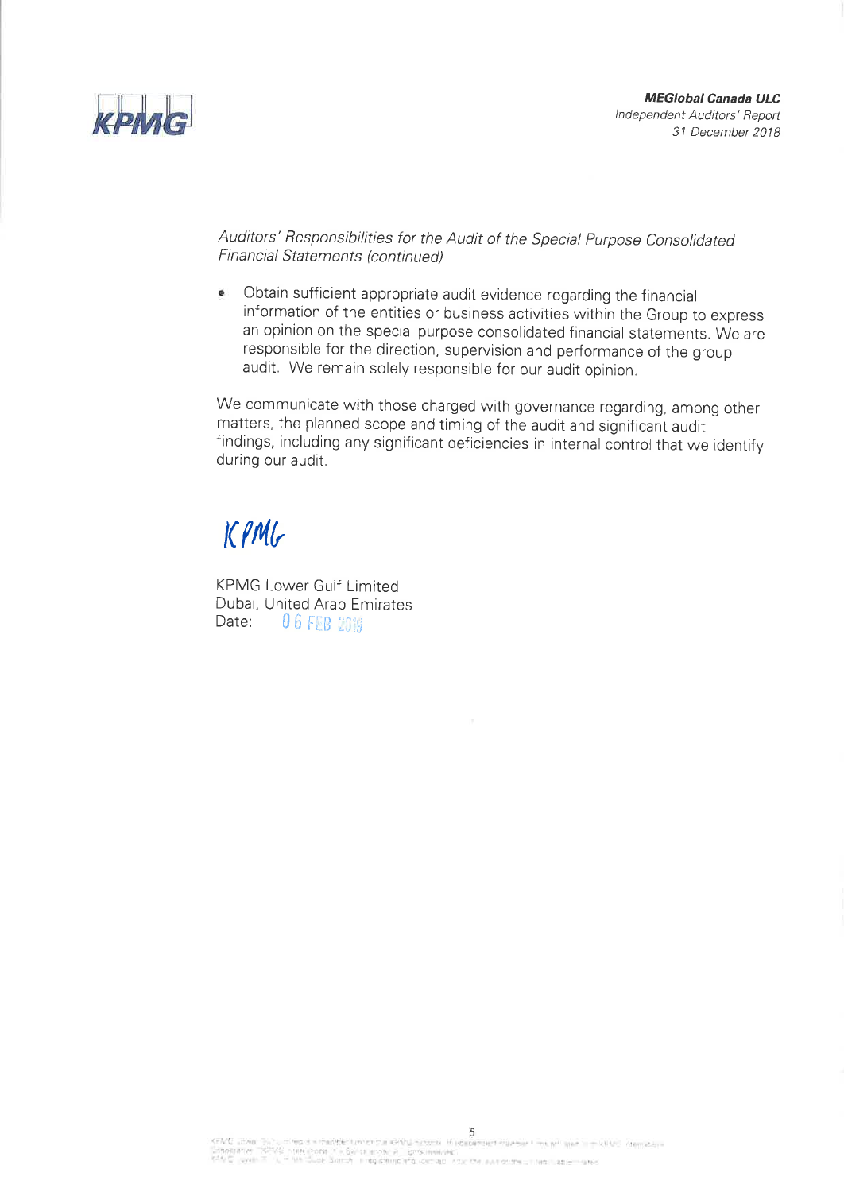*Auditors' Responsibilities for the Audit of the Special Purpose Consolidated Financial Statements (continued)*

- Obtain sufficient appropriate audit evidence regarding the financial information of the entities or business activities within the Group to express an opinion on the special purpose consolidated financial statements. We are responsible for the direction, supervision and performance of the group audit. We remain solely responsible for our audit opinion.

We communicate with those charged with governance regarding, among other matters, the planned scope and timing of the audit and significant audit findings, including any significant deficiencies in internal control that we identify during our audit.

KPMG

KPMG Lower Gulf Limited
Dubai, United Arab Emirates
Date: 06 FEB 2019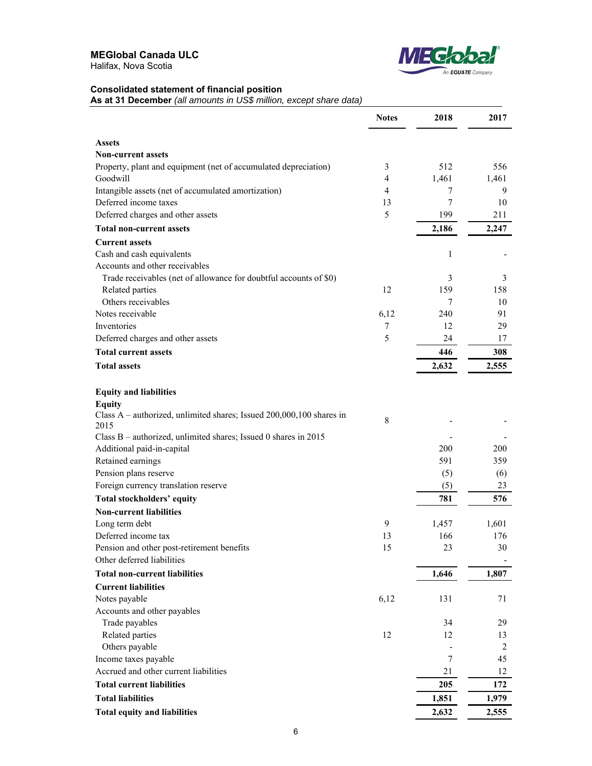**MEGlobal Canada ULC**
Halifax, Nova Scotia

### Consolidated statement of financial position

**As at 31 December** *(all amounts in US$ million, except share data)*

| | Notes | 2018 | 2017 |
|---|---|---|---|
| **Assets** | | | |
| **Non-current assets** | | | |
| Property, plant and equipment (net of accumulated depreciation) | 3 | 512 | 556 |
| Goodwill | 4 | 1,461 | 1,461 |
| Intangible assets (net of accumulated amortization) | 4 | 7 | 9 |
| Deferred income taxes | 13 | 7 | 10 |
| Deferred charges and other assets | 5 | 199 | 211 |
| **Total non-current assets** | | **2,186** | **2,247** |
| **Current assets** | | | |
| Cash and cash equivalents | | 1 | - |
| Accounts and other receivables | | | |
| Trade receivables (net of allowance for doubtful accounts of $0) | | 3 | 3 |
| Related parties | 12 | 159 | 158 |
| Others receivables | | 7 | 10 |
| Notes receivable | 6,12 | 240 | 91 |
| Inventories | 7 | 12 | 29 |
| Deferred charges and other assets | 5 | 24 | 17 |
| **Total current assets** | | **446** | **308** |
| **Total assets** | | **2,632** | **2,555** |
| | | | |
| **Equity and liabilities** | | | |
| **Equity** | | | |
| Class A – authorized, unlimited shares; Issued 200,000,100 shares in 2015 | 8 | - | - |
| Class B – authorized, unlimited shares; Issued 0 shares in 2015 | | - | - |
| Additional paid-in-capital | | 200 | 200 |
| Retained earnings | | 591 | 359 |
| Pension plans reserve | | (5) | (6) |
| Foreign currency translation reserve | | (5) | 23 |
| **Total stockholders' equity** | | **781** | **576** |
| **Non-current liabilities** | | | |
| Long term debt | 9 | 1,457 | 1,601 |
| Deferred income tax | 13 | 166 | 176 |
| Pension and other post-retirement benefits | 15 | 23 | 30 |
| Other deferred liabilities | | | - |
| **Total non-current liabilities** | | **1,646** | **1,807** |
| **Current liabilities** | | | |
| Notes payable | 6,12 | 131 | 71 |
| Accounts and other payables | | | |
| Trade payables | | 34 | 29 |
| Related parties | 12 | 12 | 13 |
| Others payable | | - | 2 |
| Income taxes payable | | 7 | 45 |
| Accrued and other current liabilities | | 21 | 12 |
| **Total current liabilities** | | **205** | **172** |
| **Total liabilities** | | **1,851** | **1,979** |
| **Total equity and liabilities** | | **2,632** | **2,555** |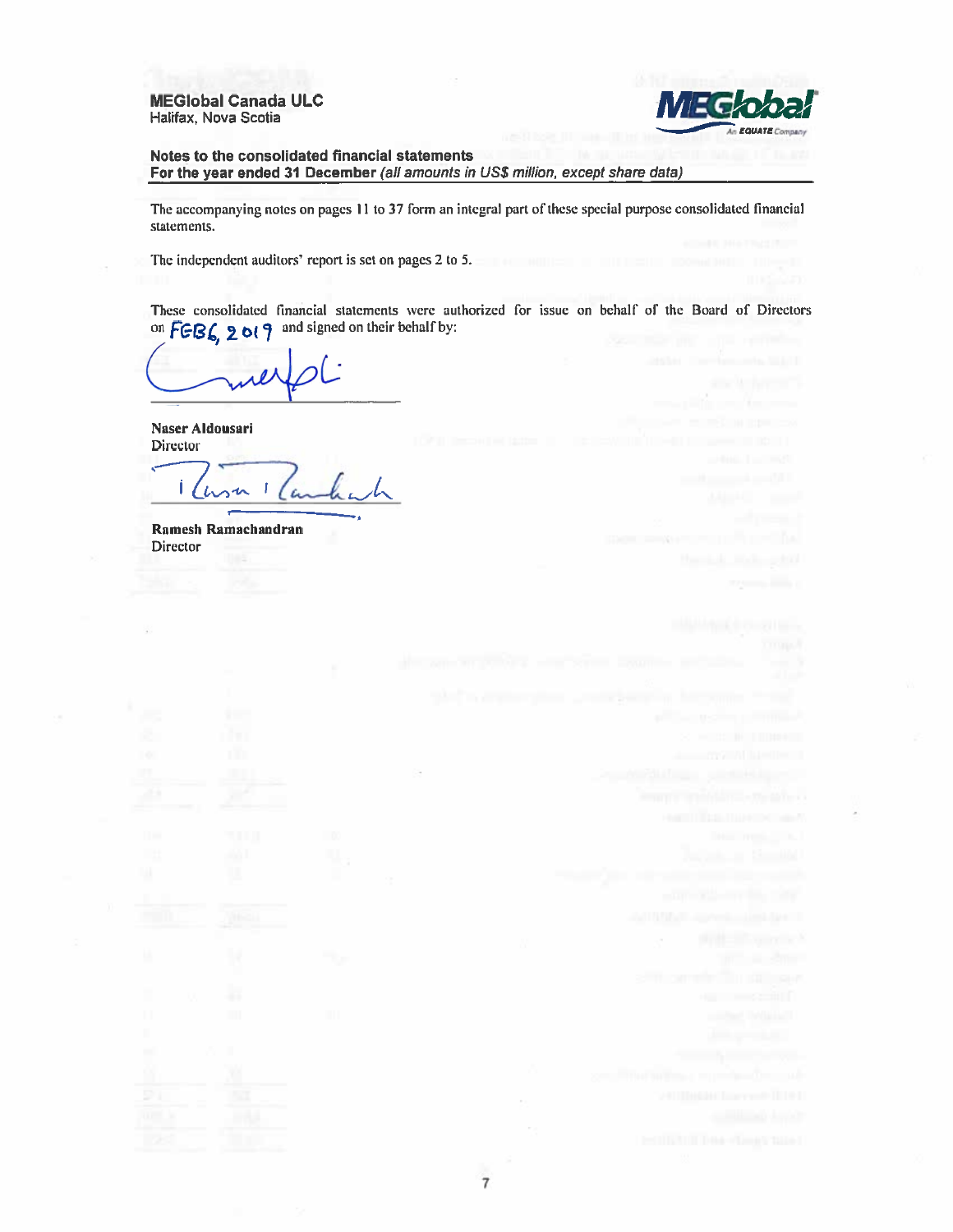**MEGlobal Canada ULC**
Halifax, Nova Scotia

**Notes to the consolidated financial statements**
**For the year ended 31 December** *(all amounts in US$ million, except share data)*

The accompanying notes on pages 11 to 37 form an integral part of these special purpose consolidated financial statements.

The independent auditors' report is set on pages 2 to 5.

These consolidated financial statements were authorized for issue on behalf of the Board of Directors on FEB 6, 2019 and signed on their behalf by:

**Naser Aldousari**
Director

**Ramesh Ramachandran**
Director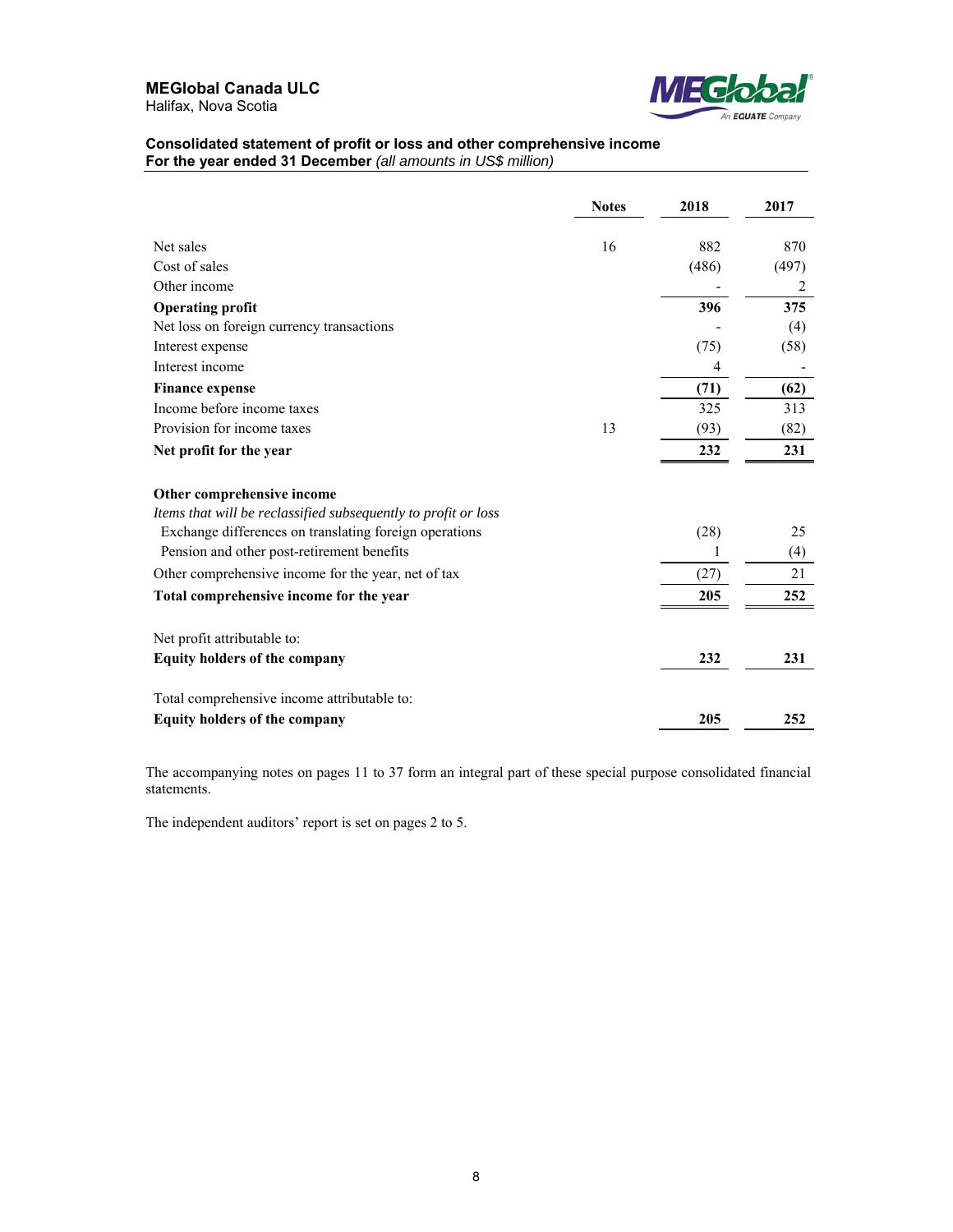**MEGlobal Canada ULC**
Halifax, Nova Scotia

**Consolidated statement of profit or loss and other comprehensive income**
**For the year ended 31 December** *(all amounts in US$ million)*

| | Notes | 2018 | 2017 |
|---|---|---|---|
| Net sales | 16 | 882 | 870 |
| Cost of sales | | (486) | (497) |
| Other income | | - | 2 |
| **Operating profit** | | **396** | **375** |
| Net loss on foreign currency transactions | | - | (4) |
| Interest expense | | (75) | (58) |
| Interest income | | 4 | - |
| **Finance expense** | | **(71)** | **(62)** |
| Income before income taxes | | 325 | 313 |
| Provision for income taxes | 13 | (93) | (82) |
| **Net profit for the year** | | **232** | **231** |
| | | | |
| **Other comprehensive income** | | | |
| *Items that will be reclassified subsequently to profit or loss* | | | |
| Exchange differences on translating foreign operations | | (28) | 25 |
| Pension and other post-retirement benefits | | 1 | (4) |
| Other comprehensive income for the year, net of tax | | (27) | 21 |
| **Total comprehensive income for the year** | | **205** | **252** |
| | | | |
| Net profit attributable to: | | | |
| **Equity holders of the company** | | **232** | **231** |
| | | | |
| Total comprehensive income attributable to: | | | |
| **Equity holders of the company** | | **205** | **252** |

The accompanying notes on pages 11 to 37 form an integral part of these special purpose consolidated financial statements.

The independent auditors' report is set on pages 2 to 5.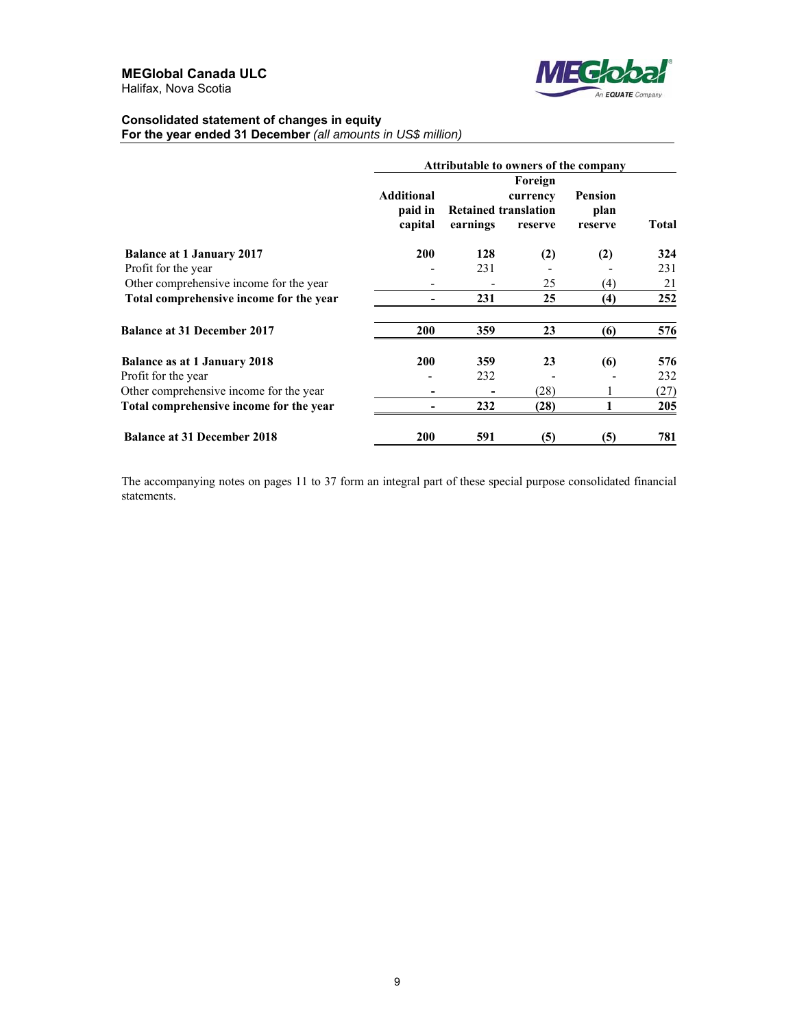**MEGlobal Canada ULC**
Halifax, Nova Scotia

**Consolidated statement of changes in equity**
**For the year ended 31 December** *(all amounts in US$ million)*

| | Attributable to owners of the company | | | | |
|---|---|---|---|---|---|
| | Additional paid in capital | Retained earnings | Foreign currency translation reserve | Pension plan reserve | Total |
| **Balance at 1 January 2017** | **200** | **128** | **(2)** | **(2)** | **324** |
| Profit for the year | - | 231 | - | - | 231 |
| Other comprehensive income for the year | - | - | 25 | (4) | 21 |
| **Total comprehensive income for the year** | **-** | **231** | **25** | **(4)** | **252** |
| **Balance at 31 December 2017** | **200** | **359** | **23** | **(6)** | **576** |
| **Balance as at 1 January 2018** | **200** | **359** | **23** | **(6)** | **576** |
| Profit for the year | - | 232 | - | - | 232 |
| Other comprehensive income for the year | - | - | (28) | 1 | (27) |
| **Total comprehensive income for the year** | **-** | **232** | **(28)** | **1** | **205** |
| **Balance at 31 December 2018** | **200** | **591** | **(5)** | **(5)** | **781** |

The accompanying notes on pages 11 to 37 form an integral part of these special purpose consolidated financial statements.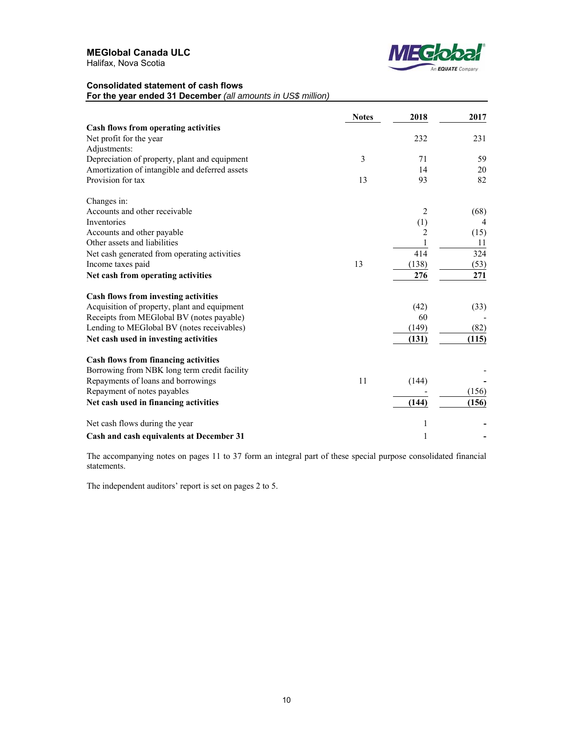**MEGlobal Canada ULC**
Halifax, Nova Scotia

**Consolidated statement of cash flows**
**For the year ended 31 December** *(all amounts in US$ million)*

| | Notes | 2018 | 2017 |
|---|---|---|---|
| **Cash flows from operating activities** | | | |
| Net profit for the year | | 232 | 231 |
| Adjustments: | | | |
| Depreciation of property, plant and equipment | 3 | 71 | 59 |
| Amortization of intangible and deferred assets | | 14 | 20 |
| Provision for tax | 13 | 93 | 82 |
| | | | |
| Changes in: | | | |
| Accounts and other receivable | | 2 | (68) |
| Inventories | | (1) | 4 |
| Accounts and other payable | | 2 | (15) |
| Other assets and liabilities | | 1 | 11 |
| Net cash generated from operating activities | | 414 | 324 |
| Income taxes paid | 13 | (138) | (53) |
| **Net cash from operating activities** | | **276** | **271** |
| | | | |
| **Cash flows from investing activities** | | | |
| Acquisition of property, plant and equipment | | (42) | (33) |
| Receipts from MEGlobal BV (notes payable) | | 60 | - |
| Lending to MEGlobal BV (notes receivables) | | (149) | (82) |
| **Net cash used in investing activities** | | **(131)** | **(115)** |
| | | | |
| **Cash flows from financing activities** | | | |
| Borrowing from NBK long term credit facility | | | - |
| Repayments of loans and borrowings | 11 | (144) | - |
| Repayment of notes payables | | - | (156) |
| **Net cash used in financing activities** | | **(144)** | **(156)** |
| | | | |
| Net cash flows during the year | | 1 | - |
| **Cash and cash equivalents at December 31** | | 1 | - |

The accompanying notes on pages 11 to 37 form an integral part of these special purpose consolidated financial statements.

The independent auditors' report is set on pages 2 to 5.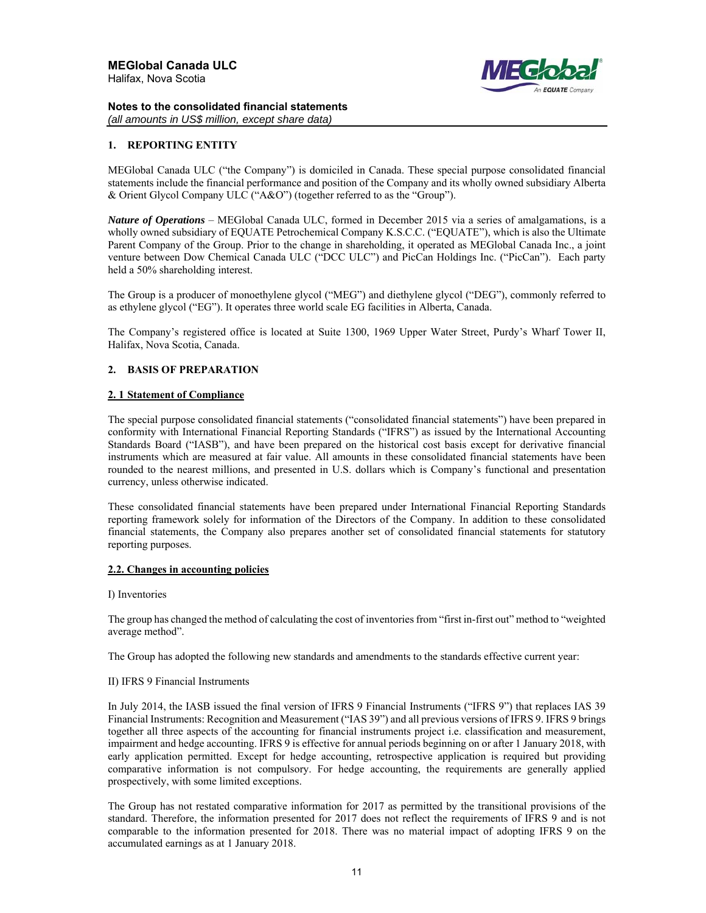## 1. REPORTING ENTITY

MEGlobal Canada ULC ("the Company") is domiciled in Canada. These special purpose consolidated financial statements include the financial performance and position of the Company and its wholly owned subsidiary Alberta & Orient Glycol Company ULC ("A&O") (together referred to as the "Group").

***Nature of Operations*** – MEGlobal Canada ULC, formed in December 2015 via a series of amalgamations, is a wholly owned subsidiary of EQUATE Petrochemical Company K.S.C.C. ("EQUATE"), which is also the Ultimate Parent Company of the Group. Prior to the change in shareholding, it operated as MEGlobal Canada Inc., a joint venture between Dow Chemical Canada ULC ("DCC ULC") and PicCan Holdings Inc. ("PicCan"). Each party held a 50% shareholding interest.

The Group is a producer of monoethylene glycol ("MEG") and diethylene glycol ("DEG"), commonly referred to as ethylene glycol ("EG"). It operates three world scale EG facilities in Alberta, Canada.

The Company's registered office is located at Suite 1300, 1969 Upper Water Street, Purdy's Wharf Tower II, Halifax, Nova Scotia, Canada.

## 2. BASIS OF PREPARATION

### 2. 1 Statement of Compliance

The special purpose consolidated financial statements ("consolidated financial statements") have been prepared in conformity with International Financial Reporting Standards ("IFRS") as issued by the International Accounting Standards Board ("IASB"), and have been prepared on the historical cost basis except for derivative financial instruments which are measured at fair value. All amounts in these consolidated financial statements have been rounded to the nearest millions, and presented in U.S. dollars which is Company's functional and presentation currency, unless otherwise indicated.

These consolidated financial statements have been prepared under International Financial Reporting Standards reporting framework solely for information of the Directors of the Company. In addition to these consolidated financial statements, the Company also prepares another set of consolidated financial statements for statutory reporting purposes.

### 2.2. Changes in accounting policies

I) Inventories

The group has changed the method of calculating the cost of inventories from "first in-first out" method to "weighted average method".

The Group has adopted the following new standards and amendments to the standards effective current year:

II) IFRS 9 Financial Instruments

In July 2014, the IASB issued the final version of IFRS 9 Financial Instruments ("IFRS 9") that replaces IAS 39 Financial Instruments: Recognition and Measurement ("IAS 39") and all previous versions of IFRS 9. IFRS 9 brings together all three aspects of the accounting for financial instruments project i.e. classification and measurement, impairment and hedge accounting. IFRS 9 is effective for annual periods beginning on or after 1 January 2018, with early application permitted. Except for hedge accounting, retrospective application is required but providing comparative information is not compulsory. For hedge accounting, the requirements are generally applied prospectively, with some limited exceptions.

The Group has not restated comparative information for 2017 as permitted by the transitional provisions of the standard. Therefore, the information presented for 2017 does not reflect the requirements of IFRS 9 and is not comparable to the information presented for 2018. There was no material impact of adopting IFRS 9 on the accumulated earnings as at 1 January 2018.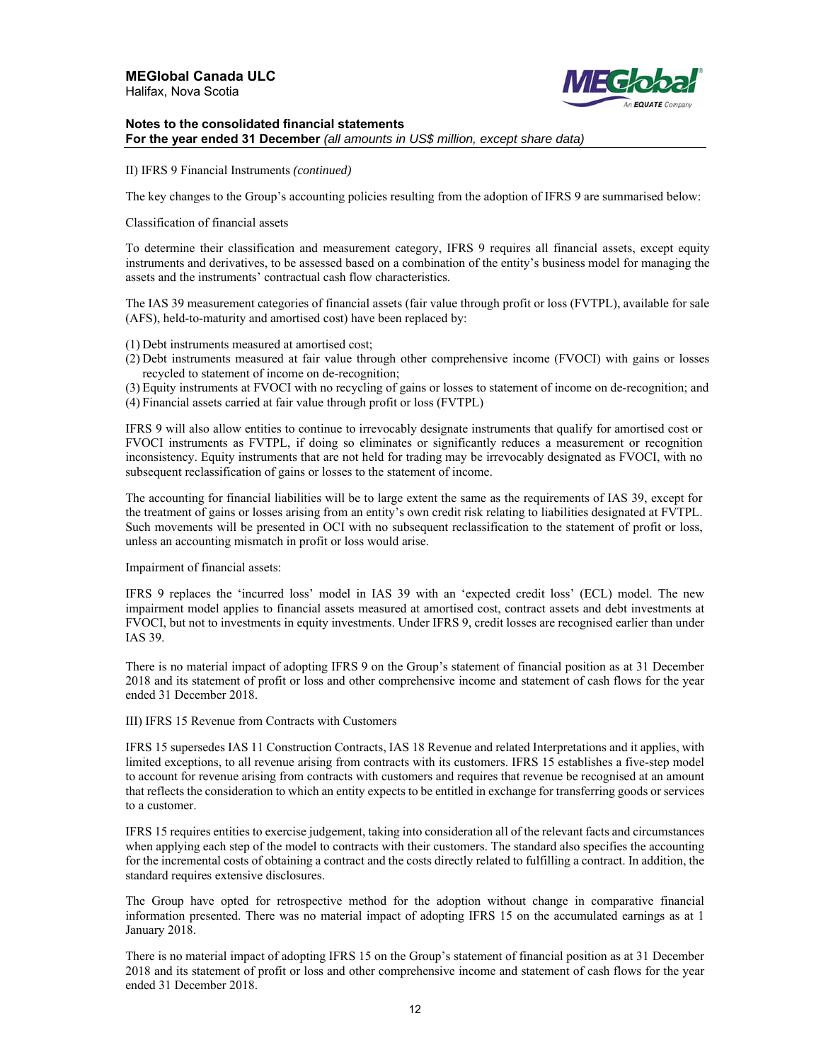II) IFRS 9 Financial Instruments *(continued)*

The key changes to the Group's accounting policies resulting from the adoption of IFRS 9 are summarised below:

Classification of financial assets

To determine their classification and measurement category, IFRS 9 requires all financial assets, except equity instruments and derivatives, to be assessed based on a combination of the entity's business model for managing the assets and the instruments' contractual cash flow characteristics.

The IAS 39 measurement categories of financial assets (fair value through profit or loss (FVTPL), available for sale (AFS), held-to-maturity and amortised cost) have been replaced by:

(1) Debt instruments measured at amortised cost;
(2) Debt instruments measured at fair value through other comprehensive income (FVOCI) with gains or losses recycled to statement of income on de-recognition;
(3) Equity instruments at FVOCI with no recycling of gains or losses to statement of income on de-recognition; and
(4) Financial assets carried at fair value through profit or loss (FVTPL)

IFRS 9 will also allow entities to continue to irrevocably designate instruments that qualify for amortised cost or FVOCI instruments as FVTPL, if doing so eliminates or significantly reduces a measurement or recognition inconsistency. Equity instruments that are not held for trading may be irrevocably designated as FVOCI, with no subsequent reclassification of gains or losses to the statement of income.

The accounting for financial liabilities will be to large extent the same as the requirements of IAS 39, except for the treatment of gains or losses arising from an entity's own credit risk relating to liabilities designated at FVTPL. Such movements will be presented in OCI with no subsequent reclassification to the statement of profit or loss, unless an accounting mismatch in profit or loss would arise.

Impairment of financial assets:

IFRS 9 replaces the 'incurred loss' model in IAS 39 with an 'expected credit loss' (ECL) model. The new impairment model applies to financial assets measured at amortised cost, contract assets and debt investments at FVOCI, but not to investments in equity investments. Under IFRS 9, credit losses are recognised earlier than under IAS 39.

There is no material impact of adopting IFRS 9 on the Group's statement of financial position as at 31 December 2018 and its statement of profit or loss and other comprehensive income and statement of cash flows for the year ended 31 December 2018.

III) IFRS 15 Revenue from Contracts with Customers

IFRS 15 supersedes IAS 11 Construction Contracts, IAS 18 Revenue and related Interpretations and it applies, with limited exceptions, to all revenue arising from contracts with its customers. IFRS 15 establishes a five-step model to account for revenue arising from contracts with customers and requires that revenue be recognised at an amount that reflects the consideration to which an entity expects to be entitled in exchange for transferring goods or services to a customer.

IFRS 15 requires entities to exercise judgement, taking into consideration all of the relevant facts and circumstances when applying each step of the model to contracts with their customers. The standard also specifies the accounting for the incremental costs of obtaining a contract and the costs directly related to fulfilling a contract. In addition, the standard requires extensive disclosures.

The Group have opted for retrospective method for the adoption without change in comparative financial information presented. There was no material impact of adopting IFRS 15 on the accumulated earnings as at 1 January 2018.

There is no material impact of adopting IFRS 15 on the Group's statement of financial position as at 31 December 2018 and its statement of profit or loss and other comprehensive income and statement of cash flows for the year ended 31 December 2018.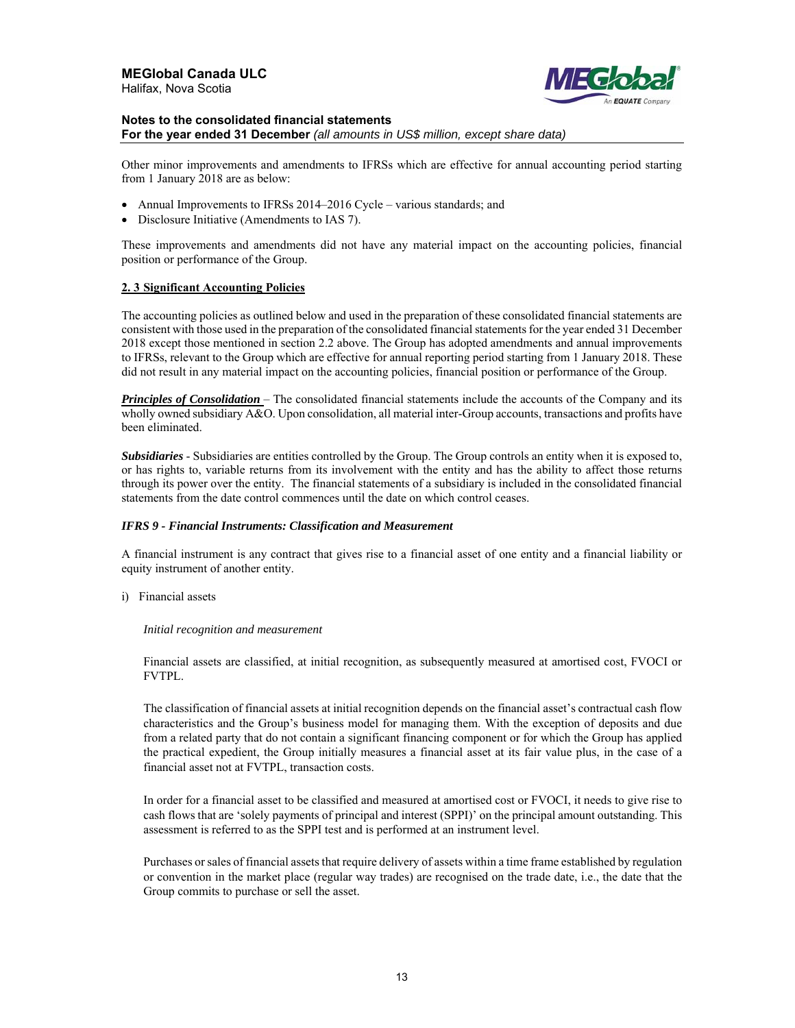Other minor improvements and amendments to IFRSs which are effective for annual accounting period starting from 1 January 2018 are as below:

- Annual Improvements to IFRSs 2014–2016 Cycle – various standards; and
- Disclosure Initiative (Amendments to IAS 7).

These improvements and amendments did not have any material impact on the accounting policies, financial position or performance of the Group.

## 2. 3 Significant Accounting Policies

The accounting policies as outlined below and used in the preparation of these consolidated financial statements are consistent with those used in the preparation of the consolidated financial statements for the year ended 31 December 2018 except those mentioned in section 2.2 above. The Group has adopted amendments and annual improvements to IFRSs, relevant to the Group which are effective for annual reporting period starting from 1 January 2018. These did not result in any material impact on the accounting policies, financial position or performance of the Group.

***Principles of Consolidation*** – The consolidated financial statements include the accounts of the Company and its wholly owned subsidiary A&O. Upon consolidation, all material inter-Group accounts, transactions and profits have been eliminated.

***Subsidiaries*** - Subsidiaries are entities controlled by the Group. The Group controls an entity when it is exposed to, or has rights to, variable returns from its involvement with the entity and has the ability to affect those returns through its power over the entity. The financial statements of a subsidiary is included in the consolidated financial statements from the date control commences until the date on which control ceases.

***IFRS 9 - Financial Instruments: Classification and Measurement***

A financial instrument is any contract that gives rise to a financial asset of one entity and a financial liability or equity instrument of another entity.

i) Financial assets

*Initial recognition and measurement*

Financial assets are classified, at initial recognition, as subsequently measured at amortised cost, FVOCI or FVTPL.

The classification of financial assets at initial recognition depends on the financial asset's contractual cash flow characteristics and the Group's business model for managing them. With the exception of deposits and due from a related party that do not contain a significant financing component or for which the Group has applied the practical expedient, the Group initially measures a financial asset at its fair value plus, in the case of a financial asset not at FVTPL, transaction costs.

In order for a financial asset to be classified and measured at amortised cost or FVOCI, it needs to give rise to cash flows that are 'solely payments of principal and interest (SPPI)' on the principal amount outstanding. This assessment is referred to as the SPPI test and is performed at an instrument level.

Purchases or sales of financial assets that require delivery of assets within a time frame established by regulation or convention in the market place (regular way trades) are recognised on the trade date, i.e., the date that the Group commits to purchase or sell the asset.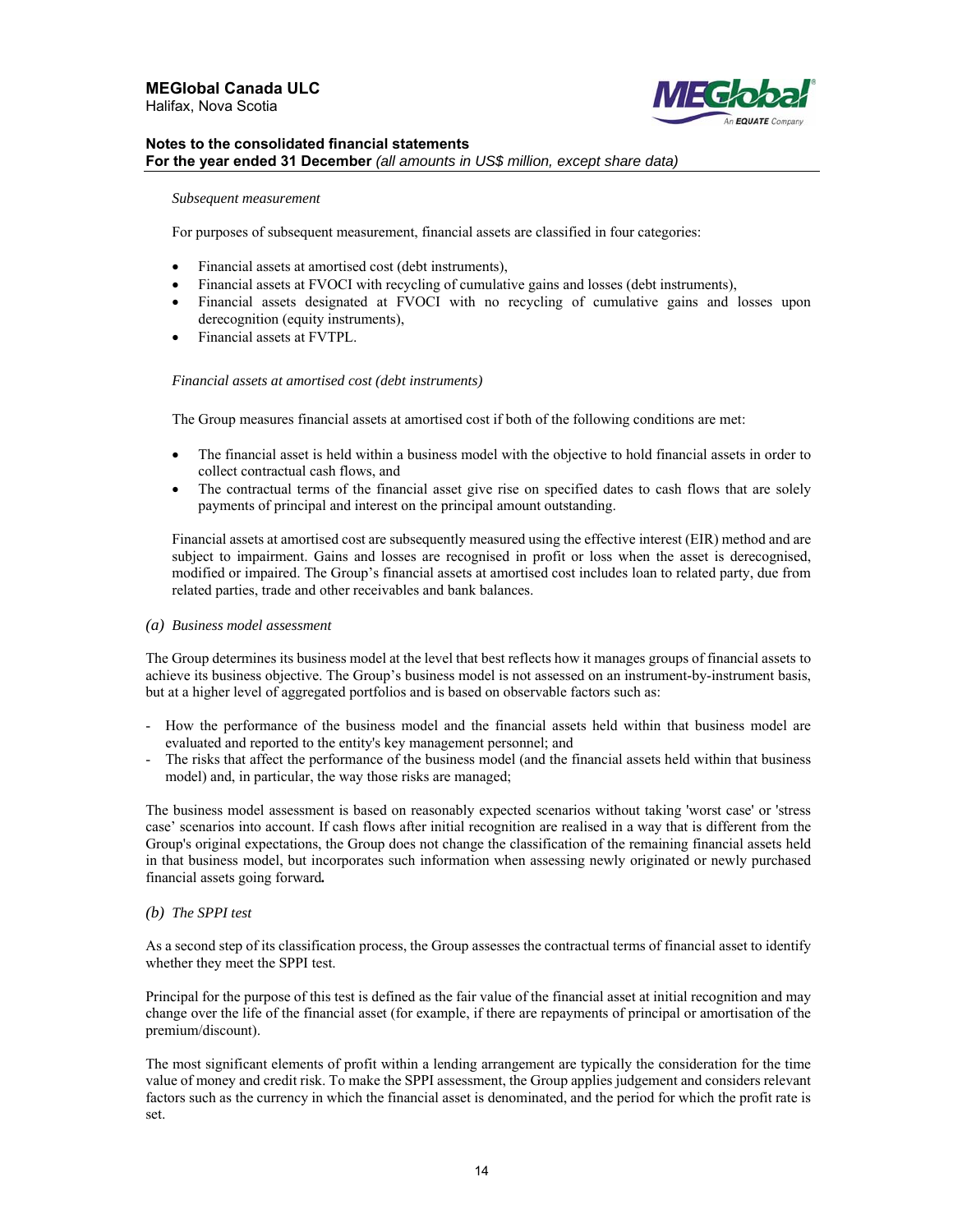*Subsequent measurement*

For purposes of subsequent measurement, financial assets are classified in four categories:

- Financial assets at amortised cost (debt instruments),
- Financial assets at FVOCI with recycling of cumulative gains and losses (debt instruments),
- Financial assets designated at FVOCI with no recycling of cumulative gains and losses upon derecognition (equity instruments),
- Financial assets at FVTPL.

*Financial assets at amortised cost (debt instruments)*

The Group measures financial assets at amortised cost if both of the following conditions are met:

- The financial asset is held within a business model with the objective to hold financial assets in order to collect contractual cash flows, and
- The contractual terms of the financial asset give rise on specified dates to cash flows that are solely payments of principal and interest on the principal amount outstanding.

Financial assets at amortised cost are subsequently measured using the effective interest (EIR) method and are subject to impairment. Gains and losses are recognised in profit or loss when the asset is derecognised, modified or impaired. The Group's financial assets at amortised cost includes loan to related party, due from related parties, trade and other receivables and bank balances.

*(a) Business model assessment*

The Group determines its business model at the level that best reflects how it manages groups of financial assets to achieve its business objective. The Group's business model is not assessed on an instrument-by-instrument basis, but at a higher level of aggregated portfolios and is based on observable factors such as:

- How the performance of the business model and the financial assets held within that business model are evaluated and reported to the entity's key management personnel; and
- The risks that affect the performance of the business model (and the financial assets held within that business model) and, in particular, the way those risks are managed;

The business model assessment is based on reasonably expected scenarios without taking 'worst case' or 'stress case' scenarios into account. If cash flows after initial recognition are realised in a way that is different from the Group's original expectations, the Group does not change the classification of the remaining financial assets held in that business model, but incorporates such information when assessing newly originated or newly purchased financial assets going forward**.**

*(b) The SPPI test*

As a second step of its classification process, the Group assesses the contractual terms of financial asset to identify whether they meet the SPPI test.

Principal for the purpose of this test is defined as the fair value of the financial asset at initial recognition and may change over the life of the financial asset (for example, if there are repayments of principal or amortisation of the premium/discount).

The most significant elements of profit within a lending arrangement are typically the consideration for the time value of money and credit risk. To make the SPPI assessment, the Group applies judgement and considers relevant factors such as the currency in which the financial asset is denominated, and the period for which the profit rate is set.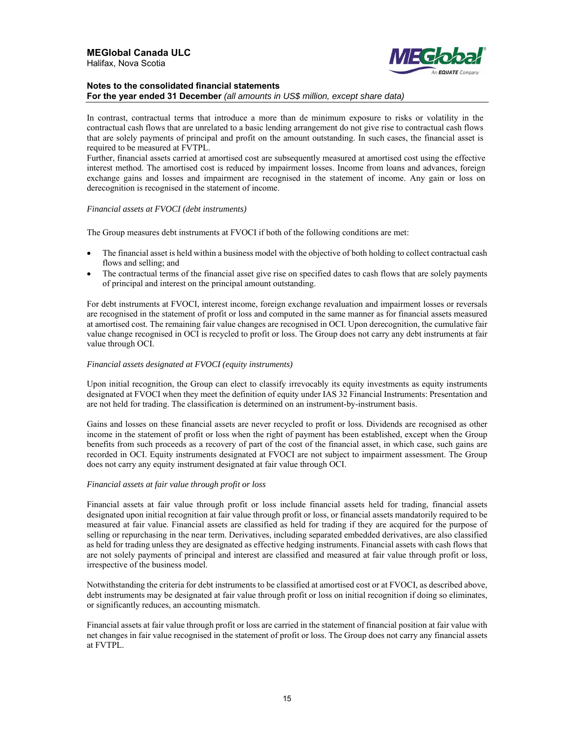In contrast, contractual terms that introduce a more than de minimum exposure to risks or volatility in the contractual cash flows that are unrelated to a basic lending arrangement do not give rise to contractual cash flows that are solely payments of principal and profit on the amount outstanding. In such cases, the financial asset is required to be measured at FVTPL.
Further, financial assets carried at amortised cost are subsequently measured at amortised cost using the effective interest method. The amortised cost is reduced by impairment losses. Income from loans and advances, foreign exchange gains and losses and impairment are recognised in the statement of income. Any gain or loss on derecognition is recognised in the statement of income.

*Financial assets at FVOCI (debt instruments)*

The Group measures debt instruments at FVOCI if both of the following conditions are met:

- The financial asset is held within a business model with the objective of both holding to collect contractual cash flows and selling; and
- The contractual terms of the financial asset give rise on specified dates to cash flows that are solely payments of principal and interest on the principal amount outstanding.

For debt instruments at FVOCI, interest income, foreign exchange revaluation and impairment losses or reversals are recognised in the statement of profit or loss and computed in the same manner as for financial assets measured at amortised cost. The remaining fair value changes are recognised in OCI. Upon derecognition, the cumulative fair value change recognised in OCI is recycled to profit or loss. The Group does not carry any debt instruments at fair value through OCI.

*Financial assets designated at FVOCI (equity instruments)*

Upon initial recognition, the Group can elect to classify irrevocably its equity investments as equity instruments designated at FVOCI when they meet the definition of equity under IAS 32 Financial Instruments: Presentation and are not held for trading. The classification is determined on an instrument-by-instrument basis.

Gains and losses on these financial assets are never recycled to profit or loss. Dividends are recognised as other income in the statement of profit or loss when the right of payment has been established, except when the Group benefits from such proceeds as a recovery of part of the cost of the financial asset, in which case, such gains are recorded in OCI. Equity instruments designated at FVOCI are not subject to impairment assessment. The Group does not carry any equity instrument designated at fair value through OCI.

*Financial assets at fair value through profit or loss*

Financial assets at fair value through profit or loss include financial assets held for trading, financial assets designated upon initial recognition at fair value through profit or loss, or financial assets mandatorily required to be measured at fair value. Financial assets are classified as held for trading if they are acquired for the purpose of selling or repurchasing in the near term. Derivatives, including separated embedded derivatives, are also classified as held for trading unless they are designated as effective hedging instruments. Financial assets with cash flows that are not solely payments of principal and interest are classified and measured at fair value through profit or loss, irrespective of the business model.

Notwithstanding the criteria for debt instruments to be classified at amortised cost or at FVOCI, as described above, debt instruments may be designated at fair value through profit or loss on initial recognition if doing so eliminates, or significantly reduces, an accounting mismatch.

Financial assets at fair value through profit or loss are carried in the statement of financial position at fair value with net changes in fair value recognised in the statement of profit or loss. The Group does not carry any financial assets at FVTPL.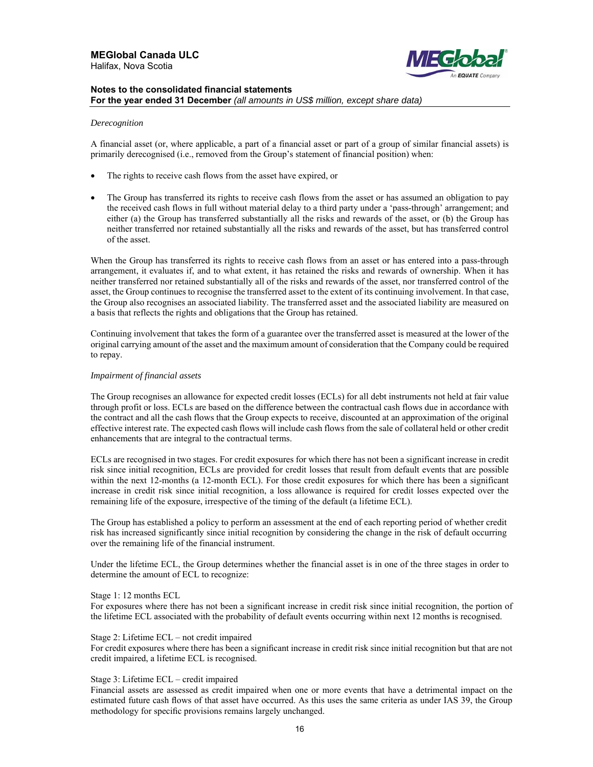*Derecognition*

A financial asset (or, where applicable, a part of a financial asset or part of a group of similar financial assets) is primarily derecognised (i.e., removed from the Group's statement of financial position) when:

- The rights to receive cash flows from the asset have expired, or
- The Group has transferred its rights to receive cash flows from the asset or has assumed an obligation to pay the received cash flows in full without material delay to a third party under a 'pass-through' arrangement; and either (a) the Group has transferred substantially all the risks and rewards of the asset, or (b) the Group has neither transferred nor retained substantially all the risks and rewards of the asset, but has transferred control of the asset.

When the Group has transferred its rights to receive cash flows from an asset or has entered into a pass-through arrangement, it evaluates if, and to what extent, it has retained the risks and rewards of ownership. When it has neither transferred nor retained substantially all of the risks and rewards of the asset, nor transferred control of the asset, the Group continues to recognise the transferred asset to the extent of its continuing involvement. In that case, the Group also recognises an associated liability. The transferred asset and the associated liability are measured on a basis that reflects the rights and obligations that the Group has retained.

Continuing involvement that takes the form of a guarantee over the transferred asset is measured at the lower of the original carrying amount of the asset and the maximum amount of consideration that the Company could be required to repay.

*Impairment of financial assets*

The Group recognises an allowance for expected credit losses (ECLs) for all debt instruments not held at fair value through profit or loss. ECLs are based on the difference between the contractual cash flows due in accordance with the contract and all the cash flows that the Group expects to receive, discounted at an approximation of the original effective interest rate. The expected cash flows will include cash flows from the sale of collateral held or other credit enhancements that are integral to the contractual terms.

ECLs are recognised in two stages. For credit exposures for which there has not been a significant increase in credit risk since initial recognition, ECLs are provided for credit losses that result from default events that are possible within the next 12-months (a 12-month ECL). For those credit exposures for which there has been a significant increase in credit risk since initial recognition, a loss allowance is required for credit losses expected over the remaining life of the exposure, irrespective of the timing of the default (a lifetime ECL).

The Group has established a policy to perform an assessment at the end of each reporting period of whether credit risk has increased significantly since initial recognition by considering the change in the risk of default occurring over the remaining life of the financial instrument.

Under the lifetime ECL, the Group determines whether the financial asset is in one of the three stages in order to determine the amount of ECL to recognize:

Stage 1: 12 months ECL
For exposures where there has not been a significant increase in credit risk since initial recognition, the portion of the lifetime ECL associated with the probability of default events occurring within next 12 months is recognised.

Stage 2: Lifetime ECL – not credit impaired
For credit exposures where there has been a significant increase in credit risk since initial recognition but that are not credit impaired, a lifetime ECL is recognised.

Stage 3: Lifetime ECL – credit impaired
Financial assets are assessed as credit impaired when one or more events that have a detrimental impact on the estimated future cash flows of that asset have occurred. As this uses the same criteria as under IAS 39, the Group methodology for specific provisions remains largely unchanged.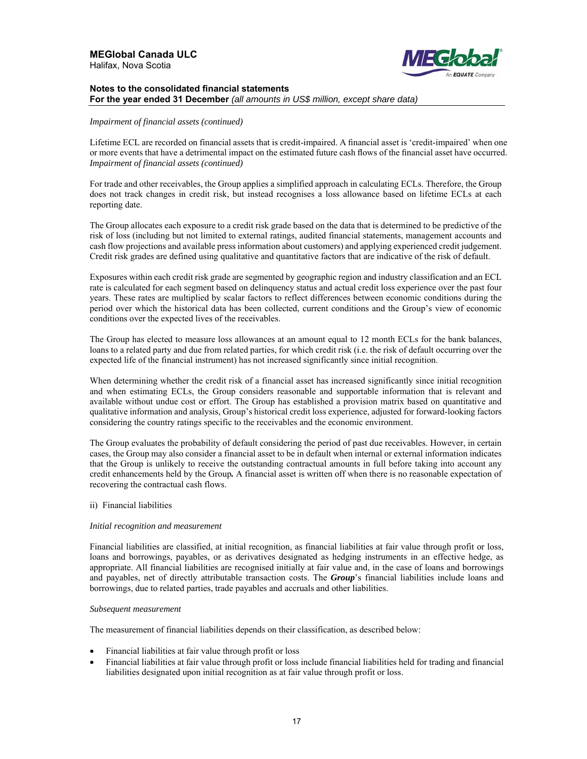*Impairment of financial assets (continued)*

Lifetime ECL are recorded on financial assets that is credit-impaired. A financial asset is 'credit-impaired' when one or more events that have a detrimental impact on the estimated future cash flows of the financial asset have occurred.
*Impairment of financial assets (continued)*

For trade and other receivables, the Group applies a simplified approach in calculating ECLs. Therefore, the Group does not track changes in credit risk, but instead recognises a loss allowance based on lifetime ECLs at each reporting date.

The Group allocates each exposure to a credit risk grade based on the data that is determined to be predictive of the risk of loss (including but not limited to external ratings, audited financial statements, management accounts and cash flow projections and available press information about customers) and applying experienced credit judgement. Credit risk grades are defined using qualitative and quantitative factors that are indicative of the risk of default.

Exposures within each credit risk grade are segmented by geographic region and industry classification and an ECL rate is calculated for each segment based on delinquency status and actual credit loss experience over the past four years. These rates are multiplied by scalar factors to reflect differences between economic conditions during the period over which the historical data has been collected, current conditions and the Group's view of economic conditions over the expected lives of the receivables.

The Group has elected to measure loss allowances at an amount equal to 12 month ECLs for the bank balances, loans to a related party and due from related parties, for which credit risk (i.e. the risk of default occurring over the expected life of the financial instrument) has not increased significantly since initial recognition.

When determining whether the credit risk of a financial asset has increased significantly since initial recognition and when estimating ECLs, the Group considers reasonable and supportable information that is relevant and available without undue cost or effort. The Group has established a provision matrix based on quantitative and qualitative information and analysis, Group's historical credit loss experience, adjusted for forward-looking factors considering the country ratings specific to the receivables and the economic environment.

The Group evaluates the probability of default considering the period of past due receivables. However, in certain cases, the Group may also consider a financial asset to be in default when internal or external information indicates that the Group is unlikely to receive the outstanding contractual amounts in full before taking into account any credit enhancements held by the Group**.** A financial asset is written off when there is no reasonable expectation of recovering the contractual cash flows.

ii) Financial liabilities

*Initial recognition and measurement*

Financial liabilities are classified, at initial recognition, as financial liabilities at fair value through profit or loss, loans and borrowings, payables, or as derivatives designated as hedging instruments in an effective hedge, as appropriate. All financial liabilities are recognised initially at fair value and, in the case of loans and borrowings and payables, net of directly attributable transaction costs. The ***Group***'s financial liabilities include loans and borrowings, due to related parties, trade payables and accruals and other liabilities.

*Subsequent measurement*

The measurement of financial liabilities depends on their classification, as described below:

- Financial liabilities at fair value through profit or loss
- Financial liabilities at fair value through profit or loss include financial liabilities held for trading and financial liabilities designated upon initial recognition as at fair value through profit or loss.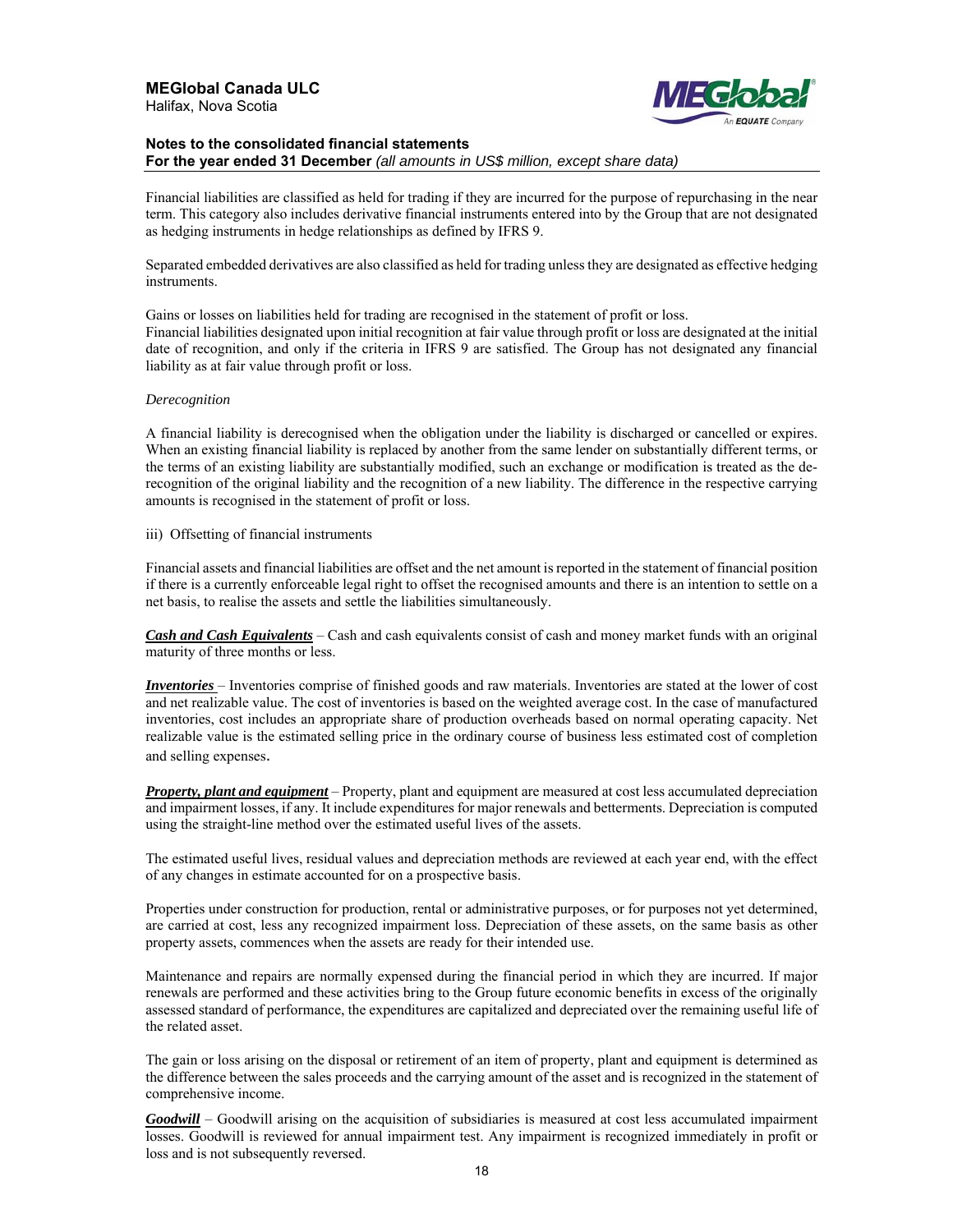Financial liabilities are classified as held for trading if they are incurred for the purpose of repurchasing in the near term. This category also includes derivative financial instruments entered into by the Group that are not designated as hedging instruments in hedge relationships as defined by IFRS 9.

Separated embedded derivatives are also classified as held for trading unless they are designated as effective hedging instruments.

Gains or losses on liabilities held for trading are recognised in the statement of profit or loss.
Financial liabilities designated upon initial recognition at fair value through profit or loss are designated at the initial date of recognition, and only if the criteria in IFRS 9 are satisfied. The Group has not designated any financial liability as at fair value through profit or loss.

*Derecognition*

A financial liability is derecognised when the obligation under the liability is discharged or cancelled or expires. When an existing financial liability is replaced by another from the same lender on substantially different terms, or the terms of an existing liability are substantially modified, such an exchange or modification is treated as the de-recognition of the original liability and the recognition of a new liability. The difference in the respective carrying amounts is recognised in the statement of profit or loss.

iii) Offsetting of financial instruments

Financial assets and financial liabilities are offset and the net amount is reported in the statement of financial position if there is a currently enforceable legal right to offset the recognised amounts and there is an intention to settle on a net basis, to realise the assets and settle the liabilities simultaneously.

***Cash and Cash Equivalents*** – Cash and cash equivalents consist of cash and money market funds with an original maturity of three months or less.

***Inventories*** – Inventories comprise of finished goods and raw materials. Inventories are stated at the lower of cost and net realizable value. The cost of inventories is based on the weighted average cost. In the case of manufactured inventories, cost includes an appropriate share of production overheads based on normal operating capacity. Net realizable value is the estimated selling price in the ordinary course of business less estimated cost of completion and selling expenses.

***Property, plant and equipment*** – Property, plant and equipment are measured at cost less accumulated depreciation and impairment losses, if any. It include expenditures for major renewals and betterments. Depreciation is computed using the straight-line method over the estimated useful lives of the assets.

The estimated useful lives, residual values and depreciation methods are reviewed at each year end, with the effect of any changes in estimate accounted for on a prospective basis.

Properties under construction for production, rental or administrative purposes, or for purposes not yet determined, are carried at cost, less any recognized impairment loss. Depreciation of these assets, on the same basis as other property assets, commences when the assets are ready for their intended use.

Maintenance and repairs are normally expensed during the financial period in which they are incurred. If major renewals are performed and these activities bring to the Group future economic benefits in excess of the originally assessed standard of performance, the expenditures are capitalized and depreciated over the remaining useful life of the related asset.

The gain or loss arising on the disposal or retirement of an item of property, plant and equipment is determined as the difference between the sales proceeds and the carrying amount of the asset and is recognized in the statement of comprehensive income.

***Goodwill*** – Goodwill arising on the acquisition of subsidiaries is measured at cost less accumulated impairment losses. Goodwill is reviewed for annual impairment test. Any impairment is recognized immediately in profit or loss and is not subsequently reversed.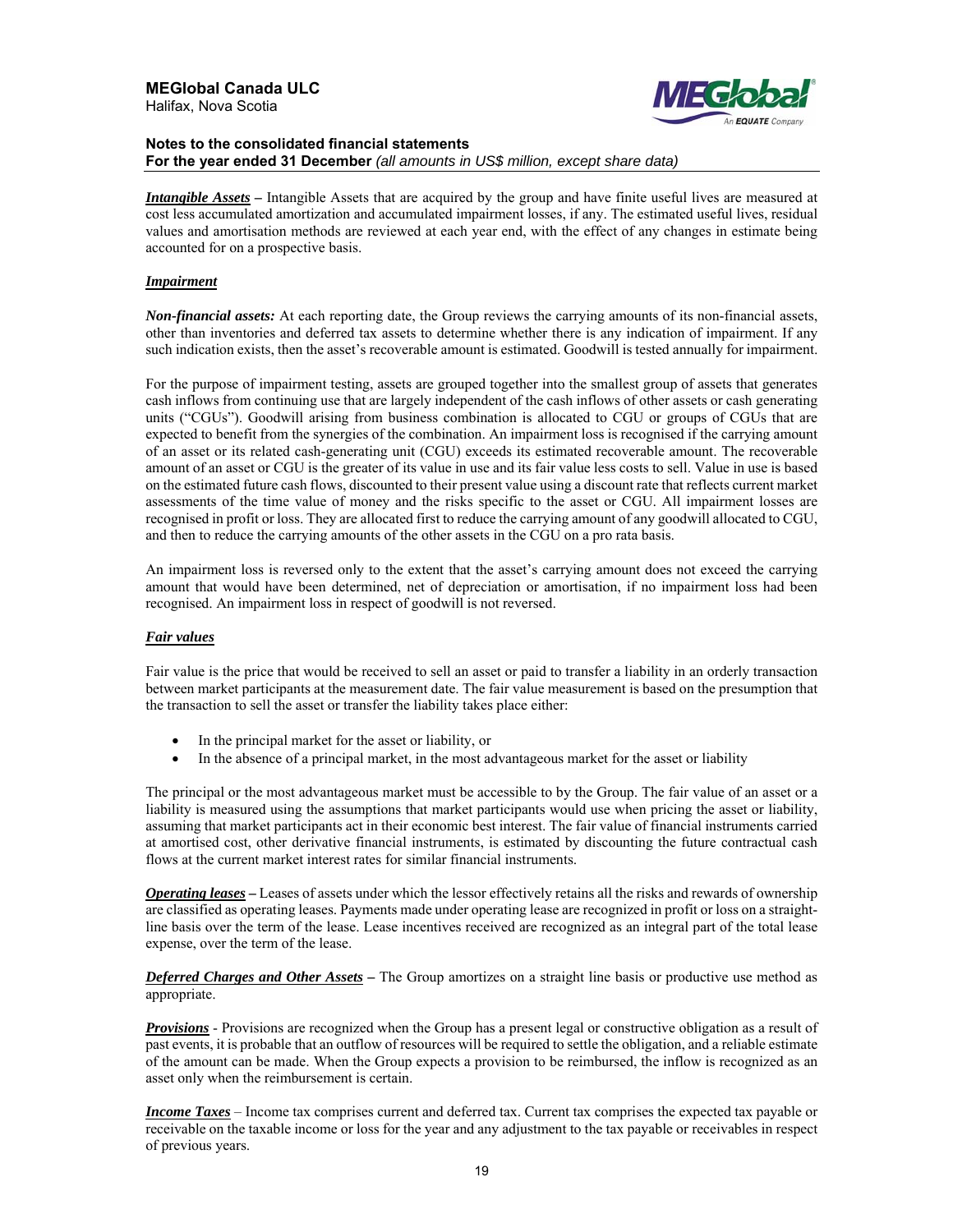***Intangible Assets*** **–** Intangible Assets that are acquired by the group and have finite useful lives are measured at cost less accumulated amortization and accumulated impairment losses, if any. The estimated useful lives, residual values and amortisation methods are reviewed at each year end, with the effect of any changes in estimate being accounted for on a prospective basis.

***Impairment***

***Non-financial assets:*** At each reporting date, the Group reviews the carrying amounts of its non-financial assets, other than inventories and deferred tax assets to determine whether there is any indication of impairment. If any such indication exists, then the asset's recoverable amount is estimated. Goodwill is tested annually for impairment.

For the purpose of impairment testing, assets are grouped together into the smallest group of assets that generates cash inflows from continuing use that are largely independent of the cash inflows of other assets or cash generating units ("CGUs"). Goodwill arising from business combination is allocated to CGU or groups of CGUs that are expected to benefit from the synergies of the combination. An impairment loss is recognised if the carrying amount of an asset or its related cash-generating unit (CGU) exceeds its estimated recoverable amount. The recoverable amount of an asset or CGU is the greater of its value in use and its fair value less costs to sell. Value in use is based on the estimated future cash flows, discounted to their present value using a discount rate that reflects current market assessments of the time value of money and the risks specific to the asset or CGU. All impairment losses are recognised in profit or loss. They are allocated first to reduce the carrying amount of any goodwill allocated to CGU, and then to reduce the carrying amounts of the other assets in the CGU on a pro rata basis.

An impairment loss is reversed only to the extent that the asset's carrying amount does not exceed the carrying amount that would have been determined, net of depreciation or amortisation, if no impairment loss had been recognised. An impairment loss in respect of goodwill is not reversed.

***Fair values***

Fair value is the price that would be received to sell an asset or paid to transfer a liability in an orderly transaction between market participants at the measurement date. The fair value measurement is based on the presumption that the transaction to sell the asset or transfer the liability takes place either:

- In the principal market for the asset or liability, or
- In the absence of a principal market, in the most advantageous market for the asset or liability

The principal or the most advantageous market must be accessible to by the Group. The fair value of an asset or a liability is measured using the assumptions that market participants would use when pricing the asset or liability, assuming that market participants act in their economic best interest. The fair value of financial instruments carried at amortised cost, other derivative financial instruments, is estimated by discounting the future contractual cash flows at the current market interest rates for similar financial instruments.

***Operating leases*** **–** Leases of assets under which the lessor effectively retains all the risks and rewards of ownership are classified as operating leases. Payments made under operating lease are recognized in profit or loss on a straight-line basis over the term of the lease. Lease incentives received are recognized as an integral part of the total lease expense, over the term of the lease.

***Deferred Charges and Other Assets*** **–** The Group amortizes on a straight line basis or productive use method as appropriate.

***Provisions*** - Provisions are recognized when the Group has a present legal or constructive obligation as a result of past events, it is probable that an outflow of resources will be required to settle the obligation, and a reliable estimate of the amount can be made. When the Group expects a provision to be reimbursed, the inflow is recognized as an asset only when the reimbursement is certain.

***Income Taxes*** – Income tax comprises current and deferred tax. Current tax comprises the expected tax payable or receivable on the taxable income or loss for the year and any adjustment to the tax payable or receivables in respect of previous years.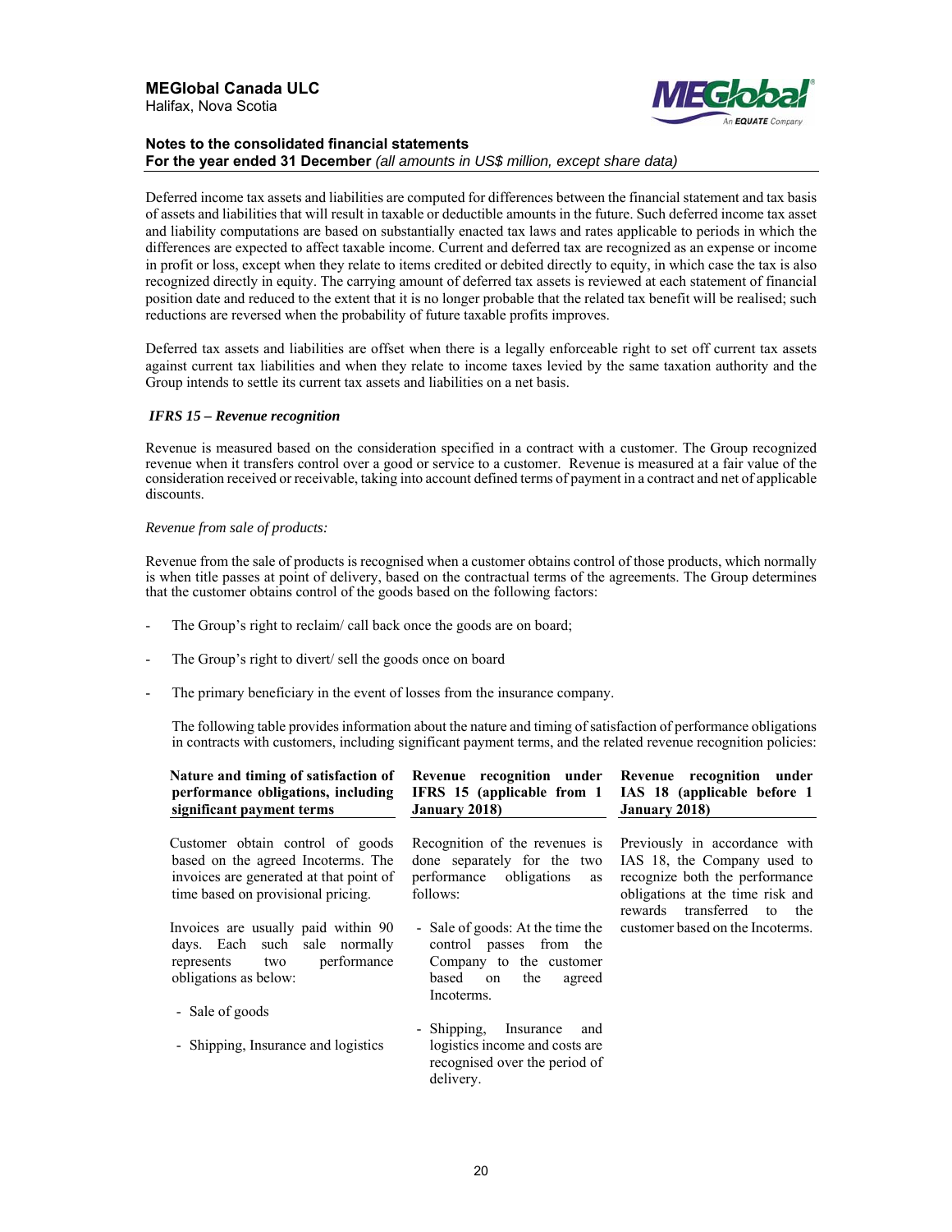Deferred income tax assets and liabilities are computed for differences between the financial statement and tax basis of assets and liabilities that will result in taxable or deductible amounts in the future. Such deferred income tax asset and liability computations are based on substantially enacted tax laws and rates applicable to periods in which the differences are expected to affect taxable income. Current and deferred tax are recognized as an expense or income in profit or loss, except when they relate to items credited or debited directly to equity, in which case the tax is also recognized directly in equity. The carrying amount of deferred tax assets is reviewed at each statement of financial position date and reduced to the extent that it is no longer probable that the related tax benefit will be realised; such reductions are reversed when the probability of future taxable profits improves.

Deferred tax assets and liabilities are offset when there is a legally enforceable right to set off current tax assets against current tax liabilities and when they relate to income taxes levied by the same taxation authority and the Group intends to settle its current tax assets and liabilities on a net basis.

***IFRS 15 – Revenue recognition***

Revenue is measured based on the consideration specified in a contract with a customer. The Group recognized revenue when it transfers control over a good or service to a customer. Revenue is measured at a fair value of the consideration received or receivable, taking into account defined terms of payment in a contract and net of applicable discounts.

*Revenue from sale of products:*

Revenue from the sale of products is recognised when a customer obtains control of those products, which normally is when title passes at point of delivery, based on the contractual terms of the agreements. The Group determines that the customer obtains control of the goods based on the following factors:

- The Group's right to reclaim/ call back once the goods are on board;
- The Group's right to divert/ sell the goods once on board
- The primary beneficiary in the event of losses from the insurance company.

The following table provides information about the nature and timing of satisfaction of performance obligations in contracts with customers, including significant payment terms, and the related revenue recognition policies:

| Nature and timing of satisfaction of performance obligations, including significant payment terms | Revenue recognition under IFRS 15 (applicable from 1 January 2018) | Revenue recognition under IAS 18 (applicable before 1 January 2018) |
|---|---|---|
| Customer obtain control of goods based on the agreed Incoterms. The invoices are generated at that point of time based on provisional pricing.<br><br>Invoices are usually paid within 90 days. Each such sale normally represents two performance obligations as below:<br><br>- Sale of goods<br><br>- Shipping, Insurance and logistics | Recognition of the revenues is done separately for the two performance obligations as follows:<br><br>- Sale of goods: At the time the control passes from the Company to the customer based on the agreed Incoterms.<br><br>- Shipping, Insurance and logistics income and costs are recognised over the period of delivery. | Previously in accordance with IAS 18, the Company used to recognize both the performance obligations at the time risk and rewards transferred to the customer based on the Incoterms. |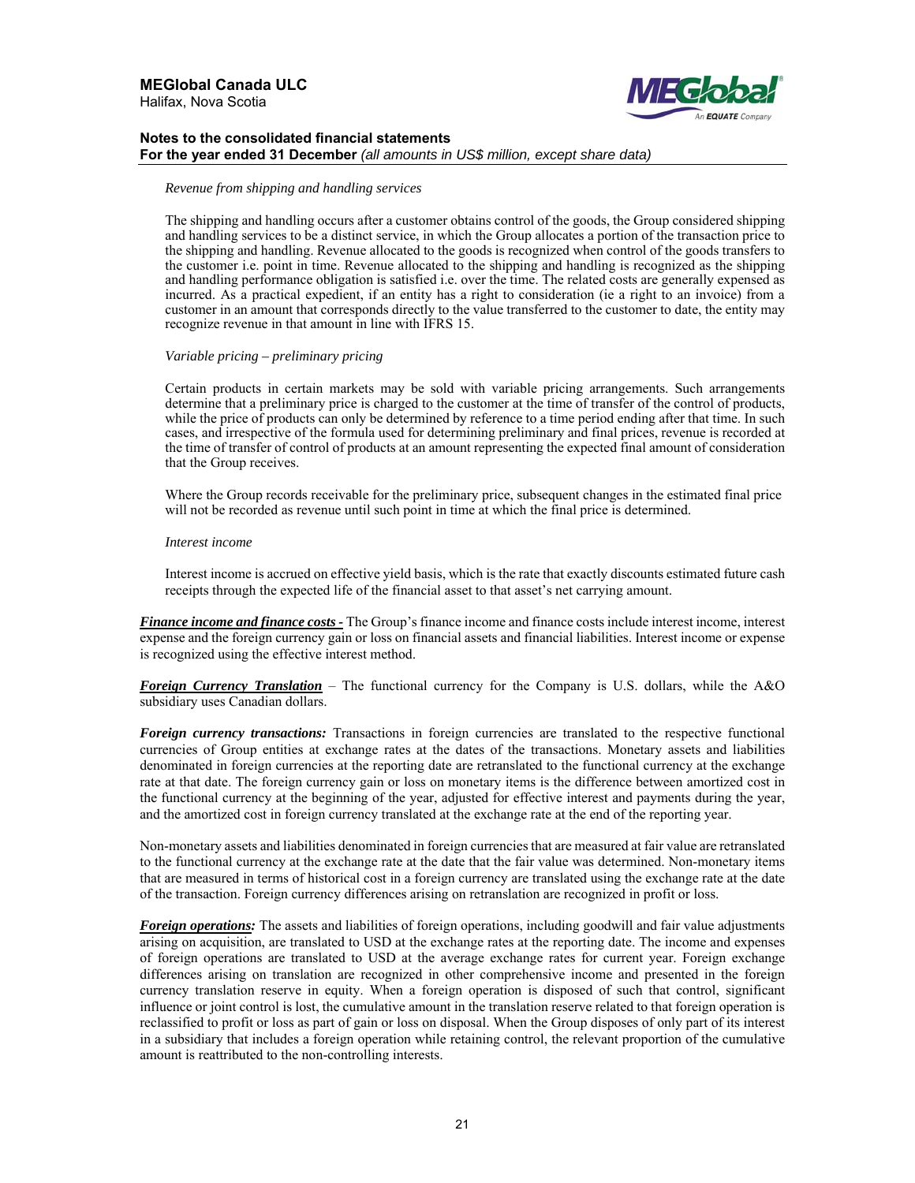*Revenue from shipping and handling services*

The shipping and handling occurs after a customer obtains control of the goods, the Group considered shipping and handling services to be a distinct service, in which the Group allocates a portion of the transaction price to the shipping and handling. Revenue allocated to the goods is recognized when control of the goods transfers to the customer i.e. point in time. Revenue allocated to the shipping and handling is recognized as the shipping and handling performance obligation is satisfied i.e. over the time. The related costs are generally expensed as incurred. As a practical expedient, if an entity has a right to consideration (ie a right to an invoice) from a customer in an amount that corresponds directly to the value transferred to the customer to date, the entity may recognize revenue in that amount in line with IFRS 15.

*Variable pricing – preliminary pricing*

Certain products in certain markets may be sold with variable pricing arrangements. Such arrangements determine that a preliminary price is charged to the customer at the time of transfer of the control of products, while the price of products can only be determined by reference to a time period ending after that time. In such cases, and irrespective of the formula used for determining preliminary and final prices, revenue is recorded at the time of transfer of control of products at an amount representing the expected final amount of consideration that the Group receives.

Where the Group records receivable for the preliminary price, subsequent changes in the estimated final price will not be recorded as revenue until such point in time at which the final price is determined.

*Interest income*

Interest income is accrued on effective yield basis, which is the rate that exactly discounts estimated future cash receipts through the expected life of the financial asset to that asset's net carrying amount.

***Finance income and finance costs -*** The Group's finance income and finance costs include interest income, interest expense and the foreign currency gain or loss on financial assets and financial liabilities. Interest income or expense is recognized using the effective interest method.

***Foreign Currency Translation*** – The functional currency for the Company is U.S. dollars, while the A&O subsidiary uses Canadian dollars.

***Foreign currency transactions:*** Transactions in foreign currencies are translated to the respective functional currencies of Group entities at exchange rates at the dates of the transactions. Monetary assets and liabilities denominated in foreign currencies at the reporting date are retranslated to the functional currency at the exchange rate at that date. The foreign currency gain or loss on monetary items is the difference between amortized cost in the functional currency at the beginning of the year, adjusted for effective interest and payments during the year, and the amortized cost in foreign currency translated at the exchange rate at the end of the reporting year.

Non-monetary assets and liabilities denominated in foreign currencies that are measured at fair value are retranslated to the functional currency at the exchange rate at the date that the fair value was determined. Non-monetary items that are measured in terms of historical cost in a foreign currency are translated using the exchange rate at the date of the transaction. Foreign currency differences arising on retranslation are recognized in profit or loss.

***Foreign operations:*** The assets and liabilities of foreign operations, including goodwill and fair value adjustments arising on acquisition, are translated to USD at the exchange rates at the reporting date. The income and expenses of foreign operations are translated to USD at the average exchange rates for current year. Foreign exchange differences arising on translation are recognized in other comprehensive income and presented in the foreign currency translation reserve in equity. When a foreign operation is disposed of such that control, significant influence or joint control is lost, the cumulative amount in the translation reserve related to that foreign operation is reclassified to profit or loss as part of gain or loss on disposal. When the Group disposes of only part of its interest in a subsidiary that includes a foreign operation while retaining control, the relevant proportion of the cumulative amount is reattributed to the non-controlling interests.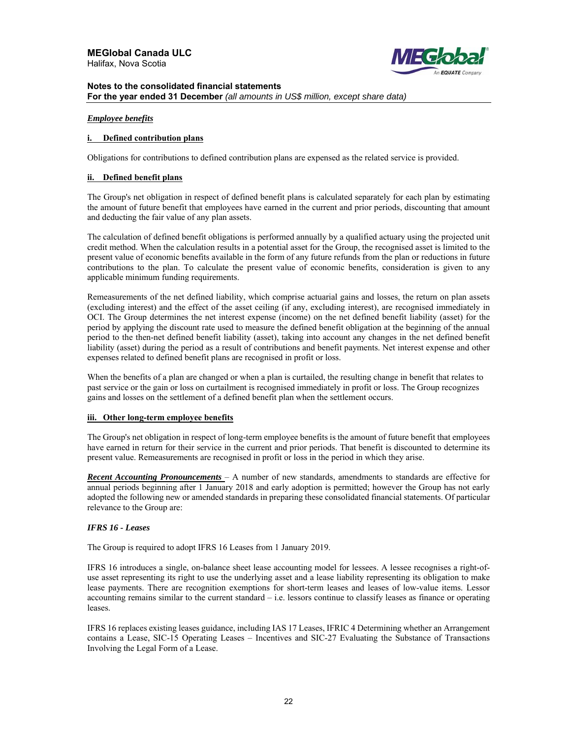***Employee benefits***

**i. Defined contribution plans**

Obligations for contributions to defined contribution plans are expensed as the related service is provided.

**ii. Defined benefit plans**

The Group's net obligation in respect of defined benefit plans is calculated separately for each plan by estimating the amount of future benefit that employees have earned in the current and prior periods, discounting that amount and deducting the fair value of any plan assets.

The calculation of defined benefit obligations is performed annually by a qualified actuary using the projected unit credit method. When the calculation results in a potential asset for the Group, the recognised asset is limited to the present value of economic benefits available in the form of any future refunds from the plan or reductions in future contributions to the plan. To calculate the present value of economic benefits, consideration is given to any applicable minimum funding requirements.

Remeasurements of the net defined liability, which comprise actuarial gains and losses, the return on plan assets (excluding interest) and the effect of the asset ceiling (if any, excluding interest), are recognised immediately in OCI. The Group determines the net interest expense (income) on the net defined benefit liability (asset) for the period by applying the discount rate used to measure the defined benefit obligation at the beginning of the annual period to the then-net defined benefit liability (asset), taking into account any changes in the net defined benefit liability (asset) during the period as a result of contributions and benefit payments. Net interest expense and other expenses related to defined benefit plans are recognised in profit or loss.

When the benefits of a plan are changed or when a plan is curtailed, the resulting change in benefit that relates to past service or the gain or loss on curtailment is recognised immediately in profit or loss. The Group recognizes gains and losses on the settlement of a defined benefit plan when the settlement occurs.

**iii. Other long-term employee benefits**

The Group's net obligation in respect of long-term employee benefits is the amount of future benefit that employees have earned in return for their service in the current and prior periods. That benefit is discounted to determine its present value. Remeasurements are recognised in profit or loss in the period in which they arise.

***Recent Accounting Pronouncements*** – A number of new standards, amendments to standards are effective for annual periods beginning after 1 January 2018 and early adoption is permitted; however the Group has not early adopted the following new or amended standards in preparing these consolidated financial statements. Of particular relevance to the Group are:

***IFRS 16 - Leases***

The Group is required to adopt IFRS 16 Leases from 1 January 2019.

IFRS 16 introduces a single, on-balance sheet lease accounting model for lessees. A lessee recognises a right-of-use asset representing its right to use the underlying asset and a lease liability representing its obligation to make lease payments. There are recognition exemptions for short-term leases and leases of low-value items. Lessor accounting remains similar to the current standard – i.e. lessors continue to classify leases as finance or operating leases.

IFRS 16 replaces existing leases guidance, including IAS 17 Leases, IFRIC 4 Determining whether an Arrangement contains a Lease, SIC-15 Operating Leases – Incentives and SIC-27 Evaluating the Substance of Transactions Involving the Legal Form of a Lease.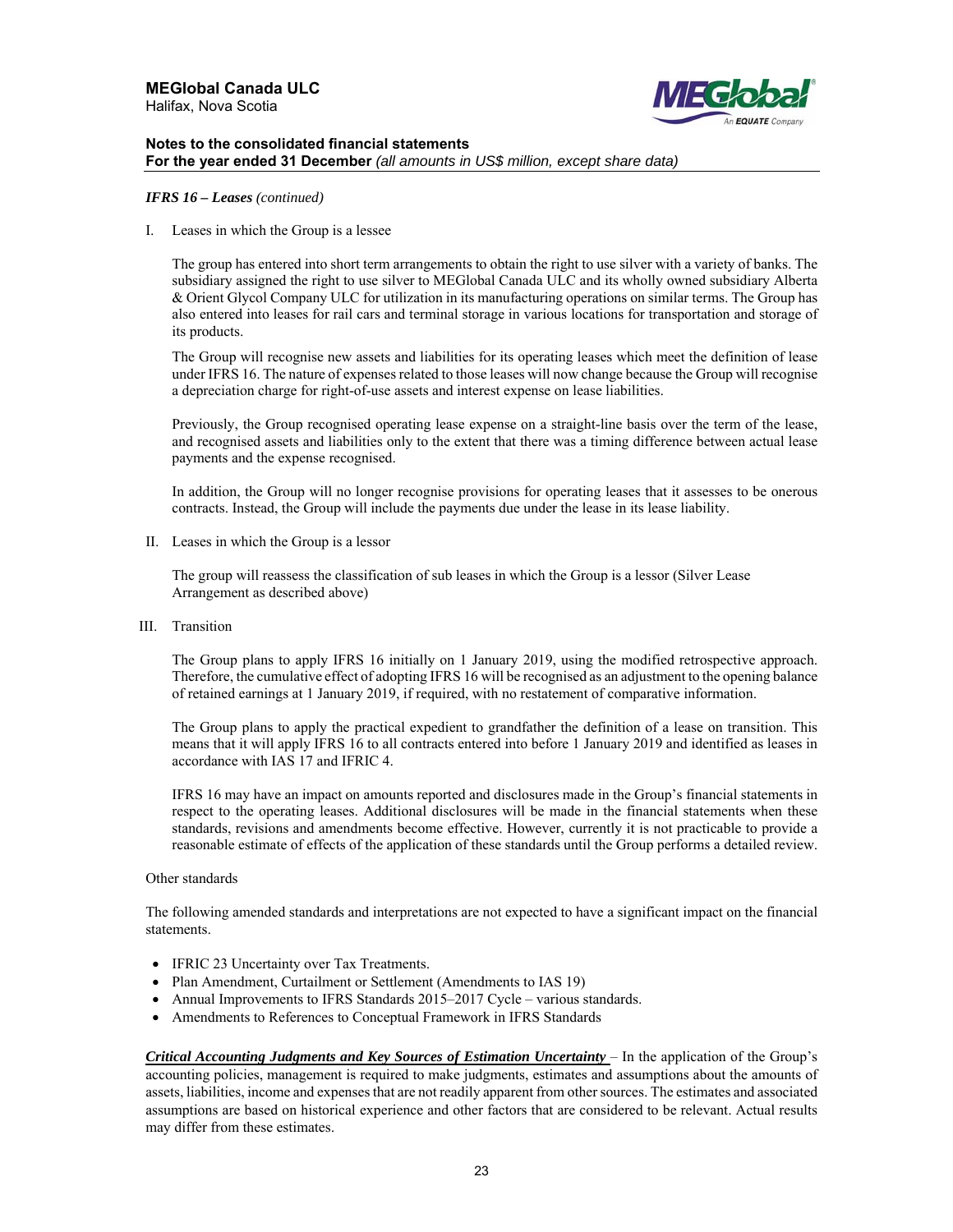***IFRS 16 – Leases*** *(continued)*

I. Leases in which the Group is a lessee

The group has entered into short term arrangements to obtain the right to use silver with a variety of banks. The subsidiary assigned the right to use silver to MEGlobal Canada ULC and its wholly owned subsidiary Alberta & Orient Glycol Company ULC for utilization in its manufacturing operations on similar terms. The Group has also entered into leases for rail cars and terminal storage in various locations for transportation and storage of its products.

The Group will recognise new assets and liabilities for its operating leases which meet the definition of lease under IFRS 16. The nature of expenses related to those leases will now change because the Group will recognise a depreciation charge for right-of-use assets and interest expense on lease liabilities.

Previously, the Group recognised operating lease expense on a straight-line basis over the term of the lease, and recognised assets and liabilities only to the extent that there was a timing difference between actual lease payments and the expense recognised.

In addition, the Group will no longer recognise provisions for operating leases that it assesses to be onerous contracts. Instead, the Group will include the payments due under the lease in its lease liability.

II. Leases in which the Group is a lessor

The group will reassess the classification of sub leases in which the Group is a lessor (Silver Lease Arrangement as described above)

III. Transition

The Group plans to apply IFRS 16 initially on 1 January 2019, using the modified retrospective approach. Therefore, the cumulative effect of adopting IFRS 16 will be recognised as an adjustment to the opening balance of retained earnings at 1 January 2019, if required, with no restatement of comparative information.

The Group plans to apply the practical expedient to grandfather the definition of a lease on transition. This means that it will apply IFRS 16 to all contracts entered into before 1 January 2019 and identified as leases in accordance with IAS 17 and IFRIC 4.

IFRS 16 may have an impact on amounts reported and disclosures made in the Group's financial statements in respect to the operating leases. Additional disclosures will be made in the financial statements when these standards, revisions and amendments become effective. However, currently it is not practicable to provide a reasonable estimate of effects of the application of these standards until the Group performs a detailed review.

Other standards

The following amended standards and interpretations are not expected to have a significant impact on the financial statements.

- IFRIC 23 Uncertainty over Tax Treatments.
- Plan Amendment, Curtailment or Settlement (Amendments to IAS 19)
- Annual Improvements to IFRS Standards 2015–2017 Cycle – various standards.
- Amendments to References to Conceptual Framework in IFRS Standards

***Critical Accounting Judgments and Key Sources of Estimation Uncertainty*** – In the application of the Group's accounting policies, management is required to make judgments, estimates and assumptions about the amounts of assets, liabilities, income and expenses that are not readily apparent from other sources. The estimates and associated assumptions are based on historical experience and other factors that are considered to be relevant. Actual results may differ from these estimates.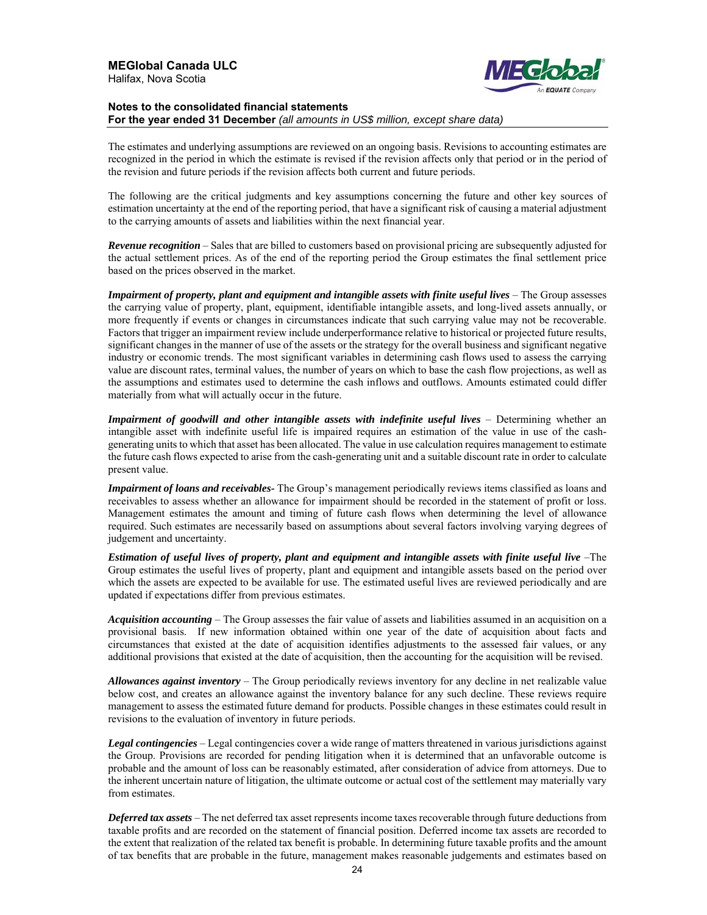The estimates and underlying assumptions are reviewed on an ongoing basis. Revisions to accounting estimates are recognized in the period in which the estimate is revised if the revision affects only that period or in the period of the revision and future periods if the revision affects both current and future periods.

The following are the critical judgments and key assumptions concerning the future and other key sources of estimation uncertainty at the end of the reporting period, that have a significant risk of causing a material adjustment to the carrying amounts of assets and liabilities within the next financial year.

***Revenue recognition*** – Sales that are billed to customers based on provisional pricing are subsequently adjusted for the actual settlement prices. As of the end of the reporting period the Group estimates the final settlement price based on the prices observed in the market.

***Impairment of property, plant and equipment and intangible assets with finite useful lives*** – The Group assesses the carrying value of property, plant, equipment, identifiable intangible assets, and long-lived assets annually, or more frequently if events or changes in circumstances indicate that such carrying value may not be recoverable. Factors that trigger an impairment review include underperformance relative to historical or projected future results, significant changes in the manner of use of the assets or the strategy for the overall business and significant negative industry or economic trends. The most significant variables in determining cash flows used to assess the carrying value are discount rates, terminal values, the number of years on which to base the cash flow projections, as well as the assumptions and estimates used to determine the cash inflows and outflows. Amounts estimated could differ materially from what will actually occur in the future.

***Impairment of goodwill and other intangible assets with indefinite useful lives*** – Determining whether an intangible asset with indefinite useful life is impaired requires an estimation of the value in use of the cash-generating units to which that asset has been allocated. The value in use calculation requires management to estimate the future cash flows expected to arise from the cash-generating unit and a suitable discount rate in order to calculate present value.

***Impairment of loans and receivables-*** The Group's management periodically reviews items classified as loans and receivables to assess whether an allowance for impairment should be recorded in the statement of profit or loss. Management estimates the amount and timing of future cash flows when determining the level of allowance required. Such estimates are necessarily based on assumptions about several factors involving varying degrees of judgement and uncertainty.

***Estimation of useful lives of property, plant and equipment and intangible assets with finite useful live*** –The Group estimates the useful lives of property, plant and equipment and intangible assets based on the period over which the assets are expected to be available for use. The estimated useful lives are reviewed periodically and are updated if expectations differ from previous estimates.

***Acquisition accounting*** – The Group assesses the fair value of assets and liabilities assumed in an acquisition on a provisional basis. If new information obtained within one year of the date of acquisition about facts and circumstances that existed at the date of acquisition identifies adjustments to the assessed fair values, or any additional provisions that existed at the date of acquisition, then the accounting for the acquisition will be revised.

***Allowances against inventory*** – The Group periodically reviews inventory for any decline in net realizable value below cost, and creates an allowance against the inventory balance for any such decline. These reviews require management to assess the estimated future demand for products. Possible changes in these estimates could result in revisions to the evaluation of inventory in future periods.

***Legal contingencies*** – Legal contingencies cover a wide range of matters threatened in various jurisdictions against the Group. Provisions are recorded for pending litigation when it is determined that an unfavorable outcome is probable and the amount of loss can be reasonably estimated, after consideration of advice from attorneys. Due to the inherent uncertain nature of litigation, the ultimate outcome or actual cost of the settlement may materially vary from estimates.

***Deferred tax assets*** – The net deferred tax asset represents income taxes recoverable through future deductions from taxable profits and are recorded on the statement of financial position. Deferred income tax assets are recorded to the extent that realization of the related tax benefit is probable. In determining future taxable profits and the amount of tax benefits that are probable in the future, management makes reasonable judgements and estimates based on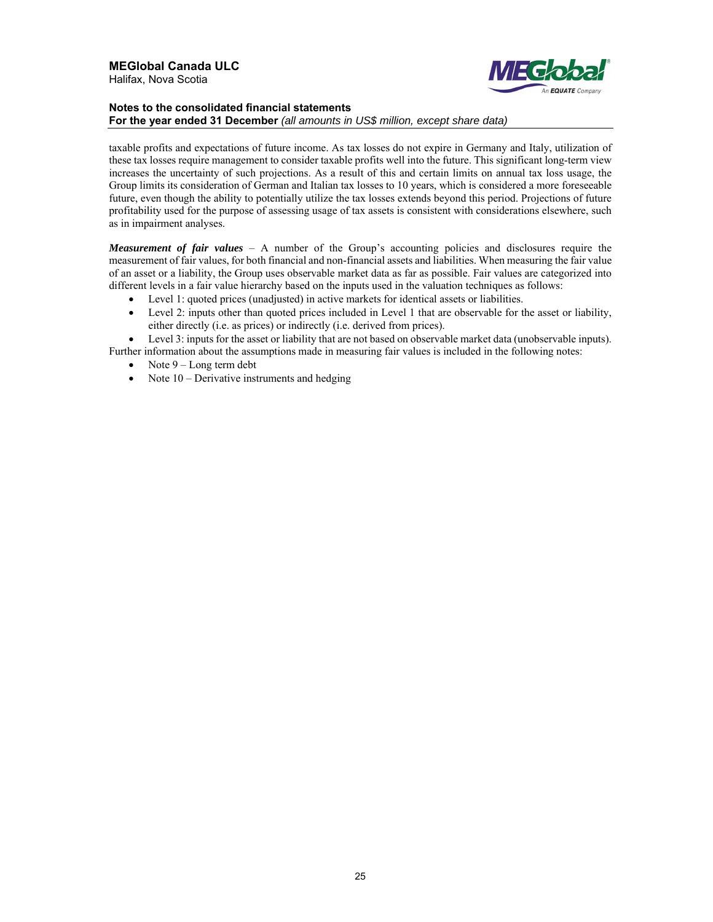taxable profits and expectations of future income. As tax losses do not expire in Germany and Italy, utilization of these tax losses require management to consider taxable profits well into the future. This significant long-term view increases the uncertainty of such projections. As a result of this and certain limits on annual tax loss usage, the Group limits its consideration of German and Italian tax losses to 10 years, which is considered a more foreseeable future, even though the ability to potentially utilize the tax losses extends beyond this period. Projections of future profitability used for the purpose of assessing usage of tax assets is consistent with considerations elsewhere, such as in impairment analyses.

***Measurement of fair values*** – A number of the Group's accounting policies and disclosures require the measurement of fair values, for both financial and non-financial assets and liabilities. When measuring the fair value of an asset or a liability, the Group uses observable market data as far as possible. Fair values are categorized into different levels in a fair value hierarchy based on the inputs used in the valuation techniques as follows:

- Level 1: quoted prices (unadjusted) in active markets for identical assets or liabilities.
- Level 2: inputs other than quoted prices included in Level 1 that are observable for the asset or liability, either directly (i.e. as prices) or indirectly (i.e. derived from prices).
- Level 3: inputs for the asset or liability that are not based on observable market data (unobservable inputs).

Further information about the assumptions made in measuring fair values is included in the following notes:

- Note 9 – Long term debt
- Note 10 – Derivative instruments and hedging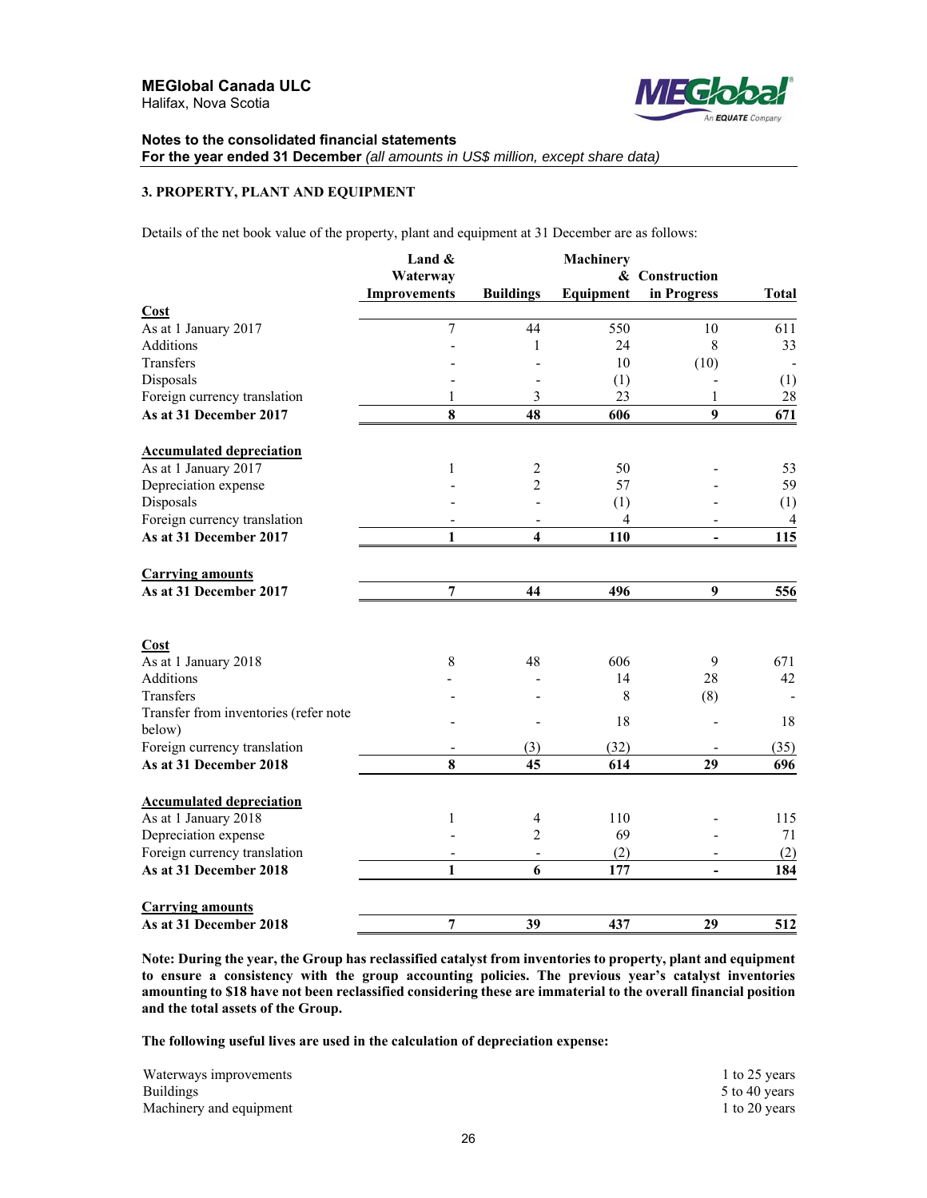MEGlobal Canada ULC
Halifax, Nova Scotia

**Notes to the consolidated financial statements**
**For the year ended 31 December** *(all amounts in US$ million, except share data)*

### 3. PROPERTY, PLANT AND EQUIPMENT

Details of the net book value of the property, plant and equipment at 31 December are as follows:

| | Land & Waterway Improvements | Buildings | Machinery & Equipment | Construction in Progress | Total |
|---|---|---|---|---|---|
| **Cost** | | | | | |
| As at 1 January 2017 | 7 | 44 | 550 | 10 | 611 |
| Additions | - | 1 | 24 | 8 | 33 |
| Transfers | - | - | 10 | (10) | - |
| Disposals | - | - | (1) | - | (1) |
| Foreign currency translation | 1 | 3 | 23 | 1 | 28 |
| **As at 31 December 2017** | **8** | **48** | **606** | **9** | **671** |
| **Accumulated depreciation** | | | | | |
| As at 1 January 2017 | 1 | 2 | 50 | - | 53 |
| Depreciation expense | - | 2 | 57 | - | 59 |
| Disposals | - | - | (1) | - | (1) |
| Foreign currency translation | - | - | 4 | - | 4 |
| **As at 31 December 2017** | **1** | **4** | **110** | **-** | **115** |
| **Carrying amounts** | | | | | |
| **As at 31 December 2017** | **7** | **44** | **496** | **9** | **556** |
| **Cost** | | | | | |
| As at 1 January 2018 | 8 | 48 | 606 | 9 | 671 |
| Additions | - | - | 14 | 28 | 42 |
| Transfers | - | - | 8 | (8) | - |
| Transfer from inventories (refer note below) | - | - | 18 | - | 18 |
| Foreign currency translation | - | (3) | (32) | - | (35) |
| **As at 31 December 2018** | **8** | **45** | **614** | **29** | **696** |
| **Accumulated depreciation** | | | | | |
| As at 1 January 2018 | 1 | 4 | 110 | - | 115 |
| Depreciation expense | - | 2 | 69 | - | 71 |
| Foreign currency translation | - | - | (2) | - | (2) |
| **As at 31 December 2018** | **1** | **6** | **177** | **-** | **184** |
| **Carrying amounts** | | | | | |
| **As at 31 December 2018** | **7** | **39** | **437** | **29** | **512** |

**Note: During the year, the Group has reclassified catalyst from inventories to property, plant and equipment to ensure a consistency with the group accounting policies. The previous year's catalyst inventories amounting to $18 have not been reclassified considering these are immaterial to the overall financial position and the total assets of the Group.**

**The following useful lives are used in the calculation of depreciation expense:**

| | |
|---|---|
| Waterways improvements | 1 to 25 years |
| Buildings | 5 to 40 years |
| Machinery and equipment | 1 to 20 years |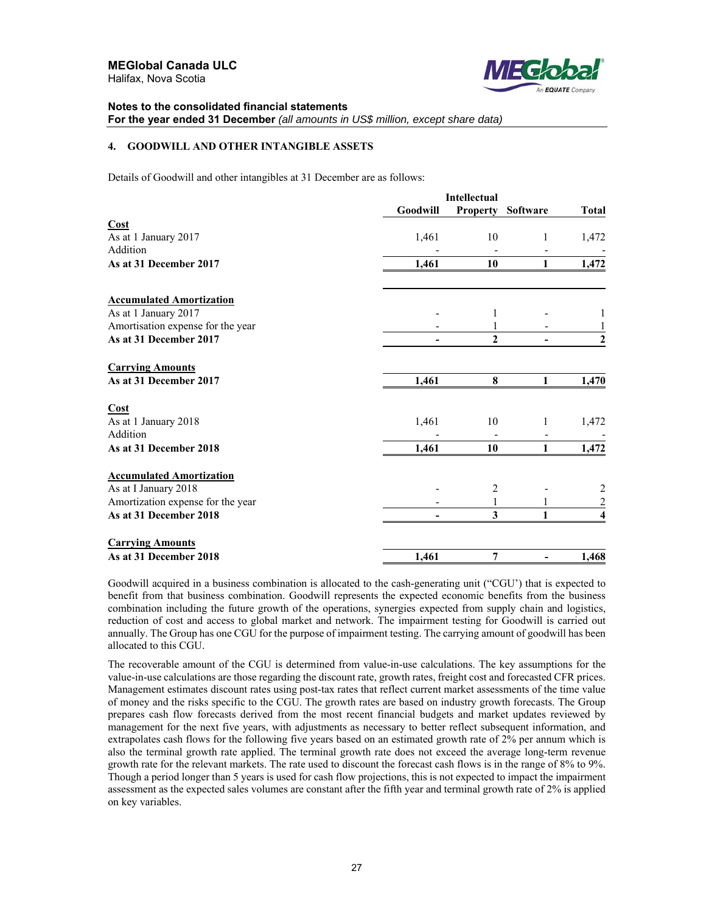**MEGlobal Canada ULC**
Halifax, Nova Scotia

**Notes to the consolidated financial statements**
**For the year ended 31 December** *(all amounts in US$ million, except share data)*

## 4. GOODWILL AND OTHER INTANGIBLE ASSETS

Details of Goodwill and other intangibles at 31 December are as follows:

| | Goodwill | Intellectual Property | Software | Total |
|---|---|---|---|---|
| **Cost** | | | | |
| As at 1 January 2017 | 1,461 | 10 | 1 | 1,472 |
| Addition | - | - | - | - |
| **As at 31 December 2017** | **1,461** | **10** | **1** | **1,472** |
| | | | | |
| **Accumulated Amortization** | | | | |
| As at 1 January 2017 | - | 1 | - | 1 |
| Amortisation expense for the year | - | 1 | - | 1 |
| **As at 31 December 2017** | **-** | **2** | **-** | **2** |
| | | | | |
| **Carrying Amounts** | | | | |
| **As at 31 December 2017** | **1,461** | **8** | **1** | **1,470** |
| | | | | |
| **Cost** | | | | |
| As at 1 January 2018 | 1,461 | 10 | 1 | 1,472 |
| Addition | - | - | - | - |
| **As at 31 December 2018** | **1,461** | **10** | **1** | **1,472** |
| | | | | |
| **Accumulated Amortization** | | | | |
| As at I January 2018 | - | 2 | - | 2 |
| Amortization expense for the year | - | 1 | 1 | 2 |
| **As at 31 December 2018** | **-** | **3** | **1** | **4** |
| | | | | |
| **Carrying Amounts** | | | | |
| **As at 31 December 2018** | **1,461** | **7** | **-** | **1,468** |

Goodwill acquired in a business combination is allocated to the cash-generating unit ("CGU') that is expected to benefit from that business combination. Goodwill represents the expected economic benefits from the business combination including the future growth of the operations, synergies expected from supply chain and logistics, reduction of cost and access to global market and network. The impairment testing for Goodwill is carried out annually. The Group has one CGU for the purpose of impairment testing. The carrying amount of goodwill has been allocated to this CGU.

The recoverable amount of the CGU is determined from value-in-use calculations. The key assumptions for the value-in-use calculations are those regarding the discount rate, growth rates, freight cost and forecasted CFR prices. Management estimates discount rates using post-tax rates that reflect current market assessments of the time value of money and the risks specific to the CGU. The growth rates are based on industry growth forecasts. The Group prepares cash flow forecasts derived from the most recent financial budgets and market updates reviewed by management for the next five years, with adjustments as necessary to better reflect subsequent information, and extrapolates cash flows for the following five years based on an estimated growth rate of 2% per annum which is also the terminal growth rate applied. The terminal growth rate does not exceed the average long-term revenue growth rate for the relevant markets. The rate used to discount the forecast cash flows is in the range of 8% to 9%. Though a period longer than 5 years is used for cash flow projections, this is not expected to impact the impairment assessment as the expected sales volumes are constant after the fifth year and terminal growth rate of 2% is applied on key variables.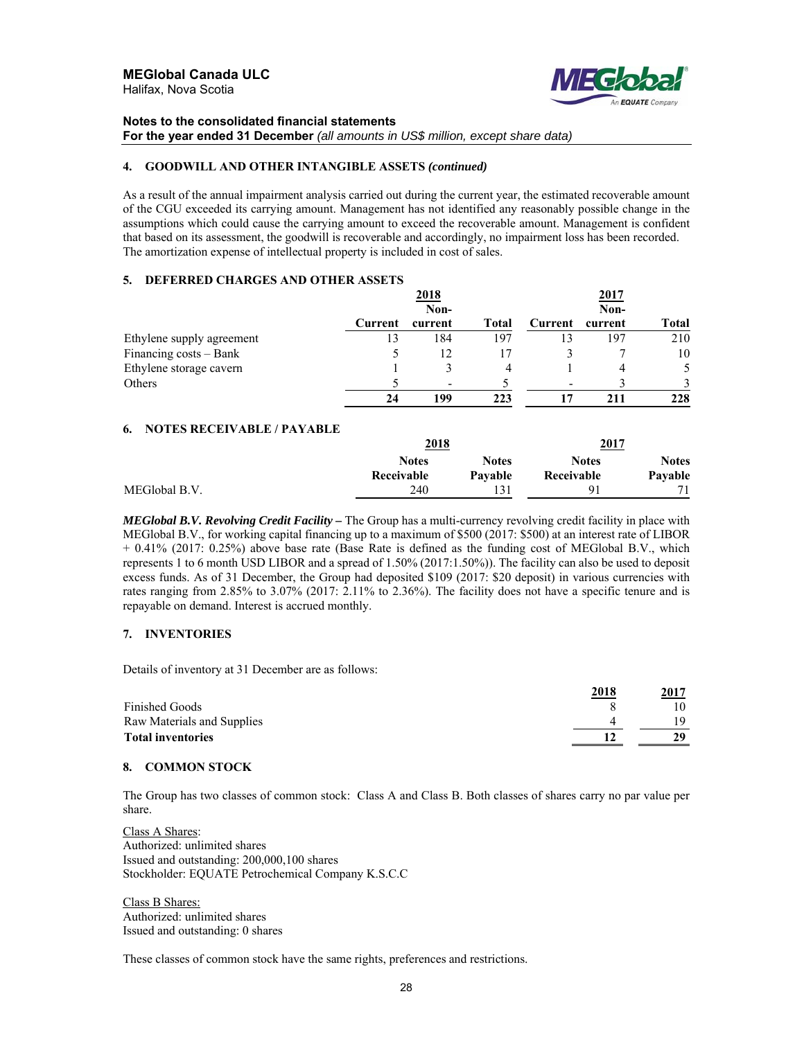### 4. GOODWILL AND OTHER INTANGIBLE ASSETS *(continued)*

As a result of the annual impairment analysis carried out during the current year, the estimated recoverable amount of the CGU exceeded its carrying amount. Management has not identified any reasonably possible change in the assumptions which could cause the carrying amount to exceed the recoverable amount. Management is confident that based on its assessment, the goodwill is recoverable and accordingly, no impairment loss has been recorded. The amortization expense of intellectual property is included in cost of sales.

### 5. DEFERRED CHARGES AND OTHER ASSETS

| | 2018 | | | 2017 | | |
|---|---|---|---|---|---|---|
| | Current | Non-current | Total | Current | Non-current | Total |
| Ethylene supply agreement | 13 | 184 | 197 | 13 | 197 | 210 |
| Financing costs – Bank | 5 | 12 | 17 | 3 | 7 | 10 |
| Ethylene storage cavern | 1 | 3 | 4 | 1 | 4 | 5 |
| Others | 5 | - | 5 | - | 3 | 3 |
| | **24** | **199** | **223** | **17** | **211** | **228** |

### 6. NOTES RECEIVABLE / PAYABLE

| | 2018 | | 2017 | |
|---|---|---|---|---|
| | Notes Receivable | Notes Payable | Notes Receivable | Notes Payable |
| MEGlobal B.V. | 240 | 131 | 91 | 71 |

***MEGlobal B.V. Revolving Credit Facility*** **–** The Group has a multi-currency revolving credit facility in place with MEGlobal B.V., for working capital financing up to a maximum of $500 (2017: $500) at an interest rate of LIBOR + 0.41% (2017: 0.25%) above base rate (Base Rate is defined as the funding cost of MEGlobal B.V., which represents 1 to 6 month USD LIBOR and a spread of 1.50% (2017:1.50%)). The facility can also be used to deposit excess funds. As of 31 December, the Group had deposited $109 (2017: $20 deposit) in various currencies with rates ranging from 2.85% to 3.07% (2017: 2.11% to 2.36%). The facility does not have a specific tenure and is repayable on demand. Interest is accrued monthly.

### 7. INVENTORIES

Details of inventory at 31 December are as follows:

| | 2018 | 2017 |
|---|---|---|
| Finished Goods | 8 | 10 |
| Raw Materials and Supplies | 4 | 19 |
| **Total inventories** | **12** | **29** |

### 8. COMMON STOCK

The Group has two classes of common stock: Class A and Class B. Both classes of shares carry no par value per share.

Class A Shares:
Authorized: unlimited shares
Issued and outstanding: 200,000,100 shares
Stockholder: EQUATE Petrochemical Company K.S.C.C

Class B Shares:
Authorized: unlimited shares
Issued and outstanding: 0 shares

These classes of common stock have the same rights, preferences and restrictions.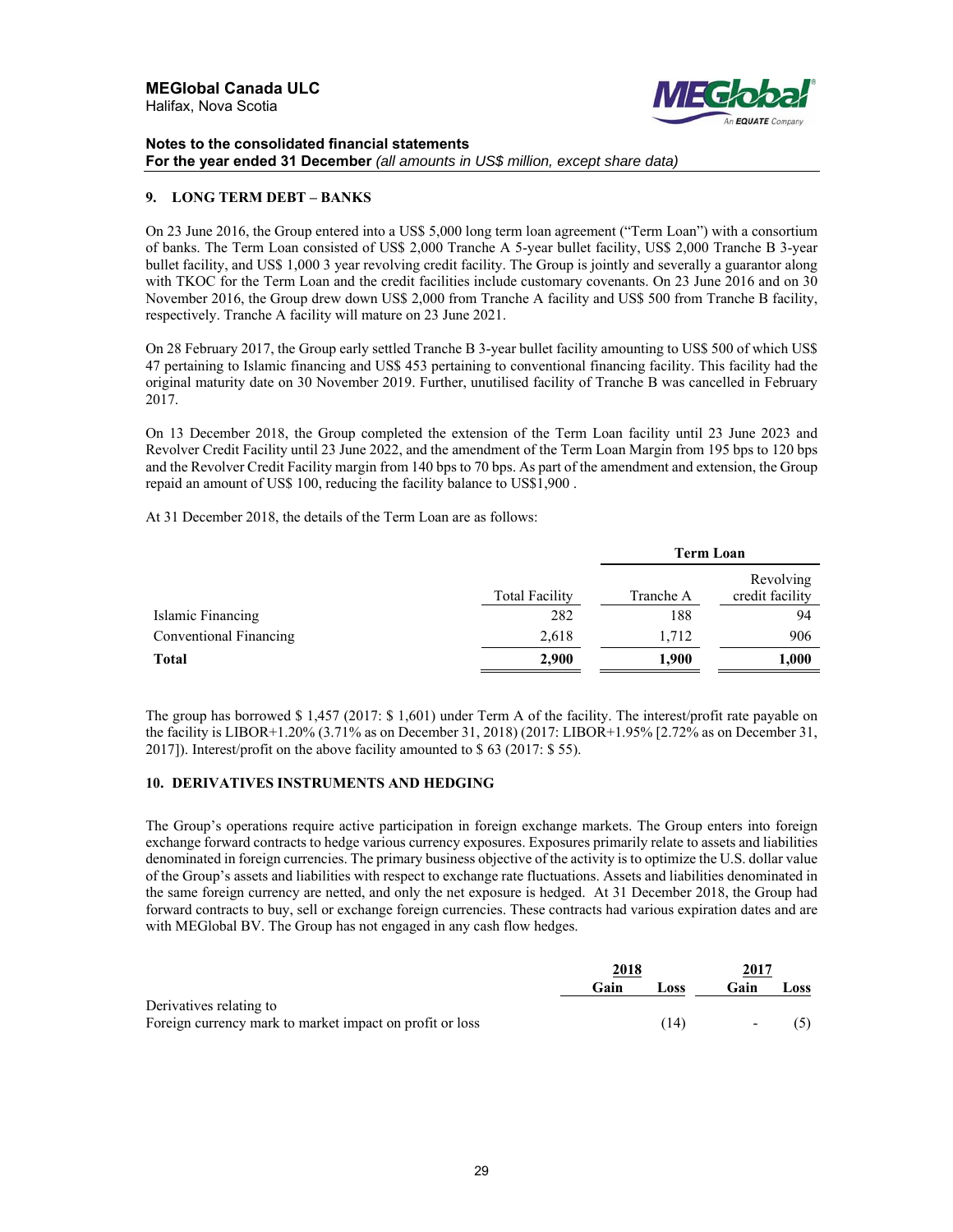## 9. LONG TERM DEBT – BANKS

On 23 June 2016, the Group entered into a US$ 5,000 long term loan agreement ("Term Loan") with a consortium of banks. The Term Loan consisted of US$ 2,000 Tranche A 5-year bullet facility, US$ 2,000 Tranche B 3-year bullet facility, and US$ 1,000 3 year revolving credit facility. The Group is jointly and severally a guarantor along with TKOC for the Term Loan and the credit facilities include customary covenants. On 23 June 2016 and on 30 November 2016, the Group drew down US$ 2,000 from Tranche A facility and US$ 500 from Tranche B facility, respectively. Tranche A facility will mature on 23 June 2021.

On 28 February 2017, the Group early settled Tranche B 3-year bullet facility amounting to US$ 500 of which US$ 47 pertaining to Islamic financing and US$ 453 pertaining to conventional financing facility. This facility had the original maturity date on 30 November 2019. Further, unutilised facility of Tranche B was cancelled in February 2017.

On 13 December 2018, the Group completed the extension of the Term Loan facility until 23 June 2023 and Revolver Credit Facility until 23 June 2022, and the amendment of the Term Loan Margin from 195 bps to 120 bps and the Revolver Credit Facility margin from 140 bps to 70 bps. As part of the amendment and extension, the Group repaid an amount of US$ 100, reducing the facility balance to US$1,900 .

At 31 December 2018, the details of the Term Loan are as follows:

| | | Term Loan | |
|---|---|---|---|
| | Total Facility | Tranche A | Revolving credit facility |
| Islamic Financing | 282 | 188 | 94 |
| Conventional Financing | 2,618 | 1,712 | 906 |
| **Total** | **2,900** | **1,900** | **1,000** |

The group has borrowed $ 1,457 (2017: $ 1,601) under Term A of the facility. The interest/profit rate payable on the facility is LIBOR+1.20% (3.71% as on December 31, 2018) (2017: LIBOR+1.95% [2.72% as on December 31, 2017]). Interest/profit on the above facility amounted to $ 63 (2017: $ 55).

## 10. DERIVATIVES INSTRUMENTS AND HEDGING

The Group's operations require active participation in foreign exchange markets. The Group enters into foreign exchange forward contracts to hedge various currency exposures. Exposures primarily relate to assets and liabilities denominated in foreign currencies. The primary business objective of the activity is to optimize the U.S. dollar value of the Group's assets and liabilities with respect to exchange rate fluctuations. Assets and liabilities denominated in the same foreign currency are netted, and only the net exposure is hedged. At 31 December 2018, the Group had forward contracts to buy, sell or exchange foreign currencies. These contracts had various expiration dates and are with MEGlobal BV. The Group has not engaged in any cash flow hedges.

| | 2018 | | 2017 | |
|---|---|---|---|---|
| | Gain | Loss | Gain | Loss |
| Derivatives relating to | | | | |
| Foreign currency mark to market impact on profit or loss | | (14) | - | (5) |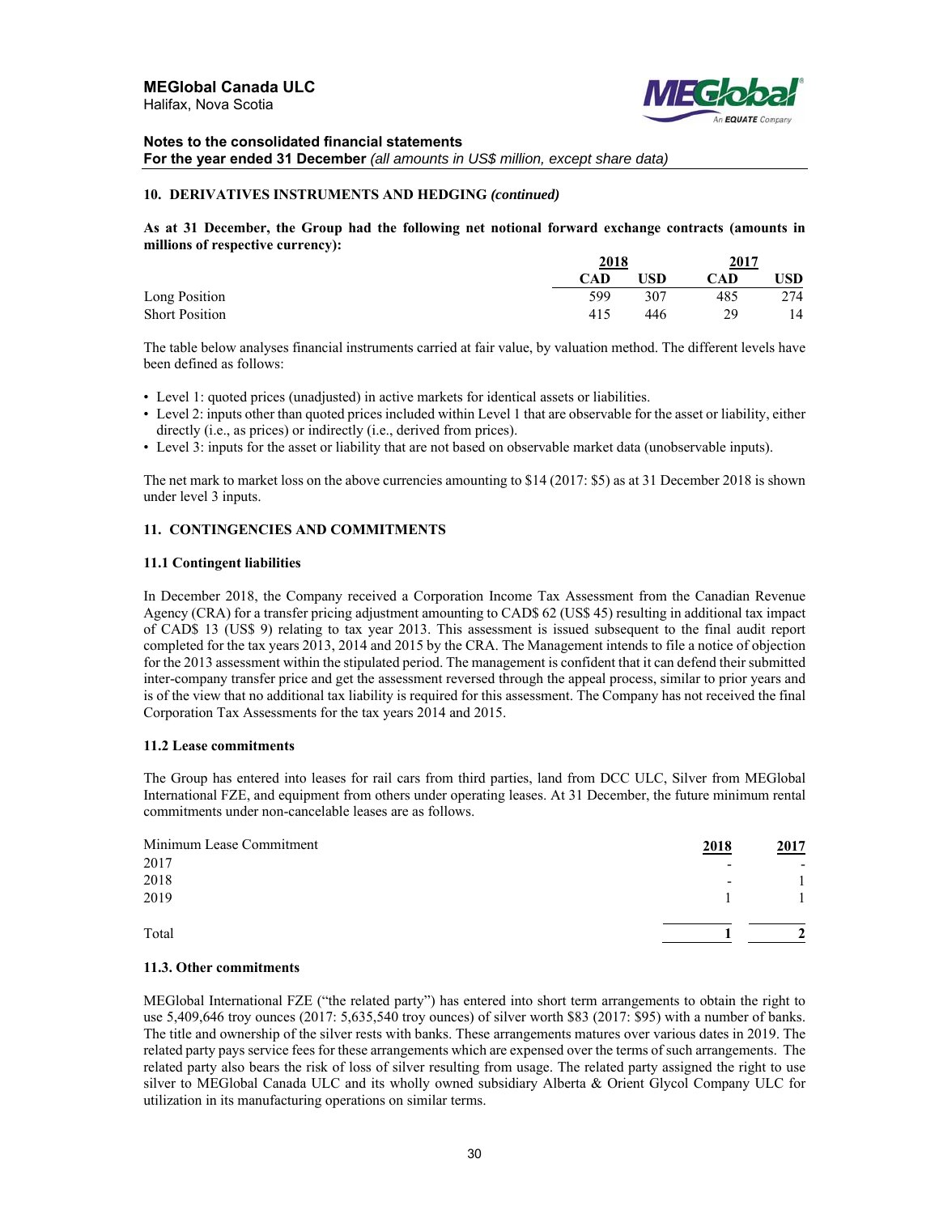## 10. DERIVATIVES INSTRUMENTS AND HEDGING *(continued)*

**As at 31 December, the Group had the following net notional forward exchange contracts (amounts in millions of respective currency):**

| | 2018 | | 2017 | |
|---|---|---|---|---|
| | CAD | USD | CAD | USD |
| Long Position | 599 | 307 | 485 | 274 |
| Short Position | 415 | 446 | 29 | 14 |

The table below analyses financial instruments carried at fair value, by valuation method. The different levels have been defined as follows:

- Level 1: quoted prices (unadjusted) in active markets for identical assets or liabilities.
- Level 2: inputs other than quoted prices included within Level 1 that are observable for the asset or liability, either directly (i.e., as prices) or indirectly (i.e., derived from prices).
- Level 3: inputs for the asset or liability that are not based on observable market data (unobservable inputs).

The net mark to market loss on the above currencies amounting to $14 (2017: $5) as at 31 December 2018 is shown under level 3 inputs.

## 11. CONTINGENCIES AND COMMITMENTS

### 11.1 Contingent liabilities

In December 2018, the Company received a Corporation Income Tax Assessment from the Canadian Revenue Agency (CRA) for a transfer pricing adjustment amounting to CAD$ 62 (US$ 45) resulting in additional tax impact of CAD$ 13 (US$ 9) relating to tax year 2013. This assessment is issued subsequent to the final audit report completed for the tax years 2013, 2014 and 2015 by the CRA. The Management intends to file a notice of objection for the 2013 assessment within the stipulated period. The management is confident that it can defend their submitted inter-company transfer price and get the assessment reversed through the appeal process, similar to prior years and is of the view that no additional tax liability is required for this assessment. The Company has not received the final Corporation Tax Assessments for the tax years 2014 and 2015.

### 11.2 Lease commitments

The Group has entered into leases for rail cars from third parties, land from DCC ULC, Silver from MEGlobal International FZE, and equipment from others under operating leases. At 31 December, the future minimum rental commitments under non-cancelable leases are as follows.

| Minimum Lease Commitment | 2018 | 2017 |
|---|---|---|
| 2017 | - | - |
| 2018 | - | 1 |
| 2019 | 1 | 1 |
| Total | **1** | **2** |

### 11.3. Other commitments

MEGlobal International FZE ("the related party") has entered into short term arrangements to obtain the right to use 5,409,646 troy ounces (2017: 5,635,540 troy ounces) of silver worth $83 (2017: $95) with a number of banks. The title and ownership of the silver rests with banks. These arrangements matures over various dates in 2019. The related party pays service fees for these arrangements which are expensed over the terms of such arrangements. The related party also bears the risk of loss of silver resulting from usage. The related party assigned the right to use silver to MEGlobal Canada ULC and its wholly owned subsidiary Alberta & Orient Glycol Company ULC for utilization in its manufacturing operations on similar terms.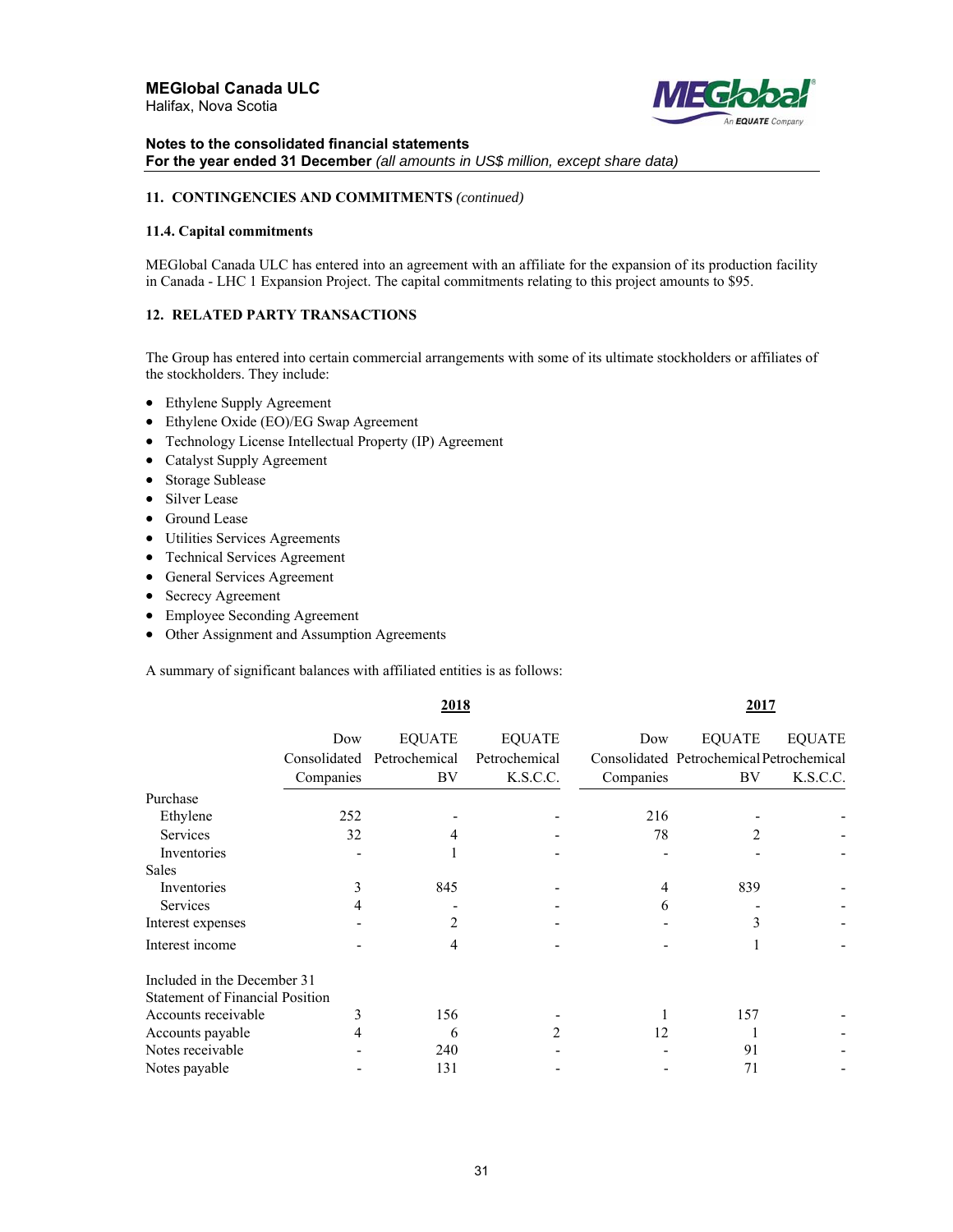### 11. CONTINGENCIES AND COMMITMENTS *(continued)*

#### 11.4. Capital commitments

MEGlobal Canada ULC has entered into an agreement with an affiliate for the expansion of its production facility in Canada - LHC 1 Expansion Project. The capital commitments relating to this project amounts to $95.

### 12. RELATED PARTY TRANSACTIONS

The Group has entered into certain commercial arrangements with some of its ultimate stockholders or affiliates of the stockholders. They include:

- Ethylene Supply Agreement
- Ethylene Oxide (EO)/EG Swap Agreement
- Technology License Intellectual Property (IP) Agreement
- Catalyst Supply Agreement
- Storage Sublease
- Silver Lease
- Ground Lease
- Utilities Services Agreements
- Technical Services Agreement
- General Services Agreement
- Secrecy Agreement
- Employee Seconding Agreement
- Other Assignment and Assumption Agreements

A summary of significant balances with affiliated entities is as follows:

| | 2018 | | | 2017 | | |
|---|---|---|---|---|---|---|
| | Dow Consolidated Companies | EQUATE Petrochemical BV | EQUATE Petrochemical K.S.C.C. | Dow Consolidated Companies | EQUATE Petrochemical BV | EQUATE Petrochemical K.S.C.C. |
| Purchase | | | | | | |
| Ethylene | 252 | - | - | 216 | - | - |
| Services | 32 | 4 | - | 78 | 2 | - |
| Inventories | - | 1 | - | - | - | - |
| Sales | | | | | | |
| Inventories | 3 | 845 | - | 4 | 839 | - |
| Services | 4 | - | - | 6 | - | - |
| Interest expenses | - | 2 | - | - | 3 | - |
| Interest income | - | 4 | - | - | 1 | - |
| Included in the December 31 Statement of Financial Position | | | | | | |
| Accounts receivable | 3 | 156 | - | 1 | 157 | - |
| Accounts payable | 4 | 6 | 2 | 12 | 1 | - |
| Notes receivable | - | 240 | - | - | 91 | - |
| Notes payable | - | 131 | - | - | 71 | - |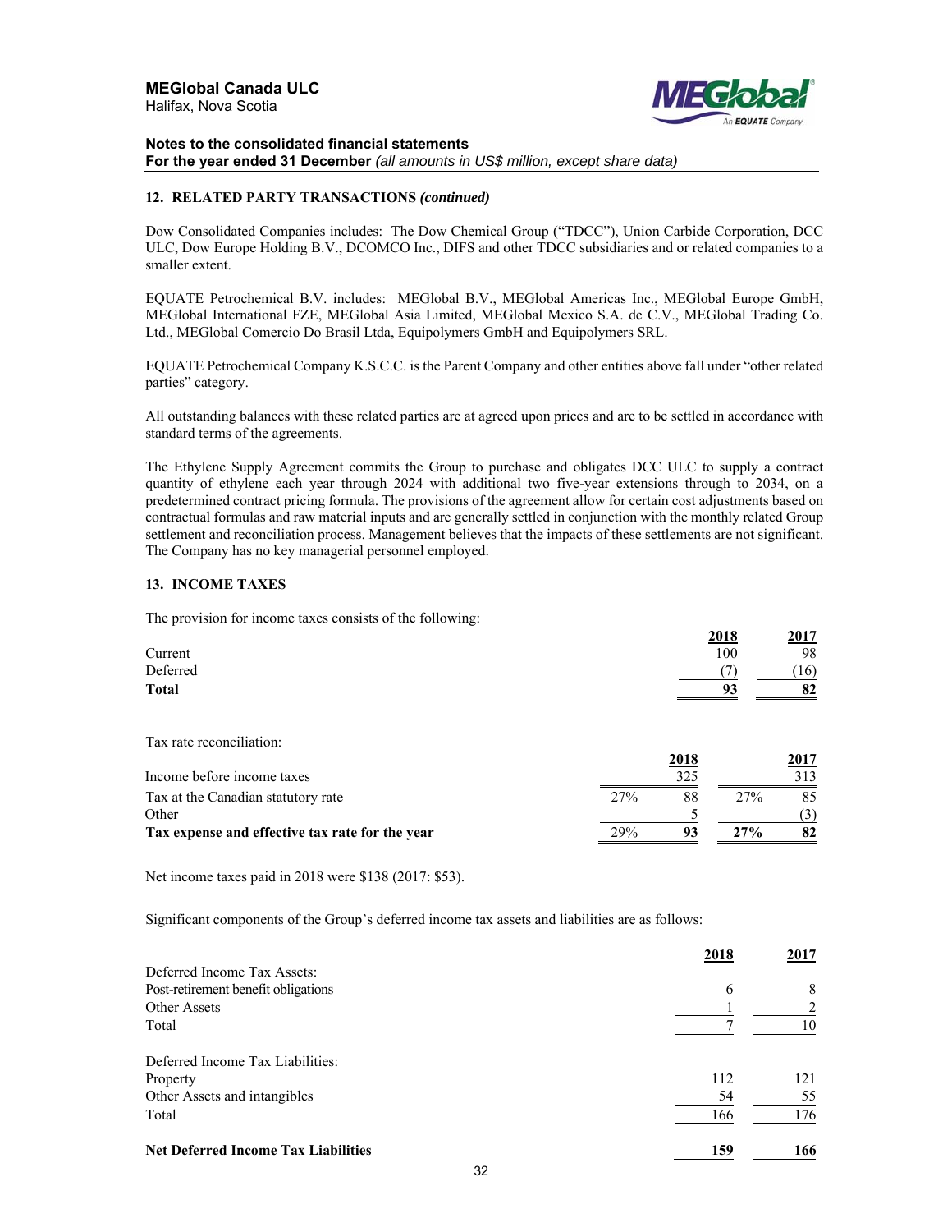## 12. RELATED PARTY TRANSACTIONS *(continued)*

Dow Consolidated Companies includes: The Dow Chemical Group ("TDCC"), Union Carbide Corporation, DCC ULC, Dow Europe Holding B.V., DCOMCO Inc., DIFS and other TDCC subsidiaries and or related companies to a smaller extent.

EQUATE Petrochemical B.V. includes: MEGlobal B.V., MEGlobal Americas Inc., MEGlobal Europe GmbH, MEGlobal International FZE, MEGlobal Asia Limited, MEGlobal Mexico S.A. de C.V., MEGlobal Trading Co. Ltd., MEGlobal Comercio Do Brasil Ltda, Equipolymers GmbH and Equipolymers SRL.

EQUATE Petrochemical Company K.S.C.C. is the Parent Company and other entities above fall under "other related parties" category.

All outstanding balances with these related parties are at agreed upon prices and are to be settled in accordance with standard terms of the agreements.

The Ethylene Supply Agreement commits the Group to purchase and obligates DCC ULC to supply a contract quantity of ethylene each year through 2024 with additional two five-year extensions through to 2034, on a predetermined contract pricing formula. The provisions of the agreement allow for certain cost adjustments based on contractual formulas and raw material inputs and are generally settled in conjunction with the monthly related Group settlement and reconciliation process. Management believes that the impacts of these settlements are not significant. The Company has no key managerial personnel employed.

## 13. INCOME TAXES

The provision for income taxes consists of the following:

| | 2018 | 2017 |
|---|---|---|
| Current | 100 | 98 |
| Deferred | (7) | (16) |
| **Total** | **93** | **82** |

Tax rate reconciliation:

| | | 2018 | | 2017 |
|---|---|---|---|---|
| Income before income taxes | | 325 | | 313 |
| Tax at the Canadian statutory rate | 27% | 88 | 27% | 85 |
| Other | | 5 | | (3) |
| **Tax expense and effective tax rate for the year** | 29% | **93** | **27%** | **82** |

Net income taxes paid in 2018 were $138 (2017: $53).

Significant components of the Group's deferred income tax assets and liabilities are as follows:

| | 2018 | 2017 |
|---|---|---|
| Deferred Income Tax Assets: | | |
| Post-retirement benefit obligations | 6 | 8 |
| Other Assets | 1 | 2 |
| Total | 7 | 10 |
| | | |
| Deferred Income Tax Liabilities: | | |
| Property | 112 | 121 |
| Other Assets and intangibles | 54 | 55 |
| Total | 166 | 176 |
| | | |
| **Net Deferred Income Tax Liabilities** | **159** | **166** |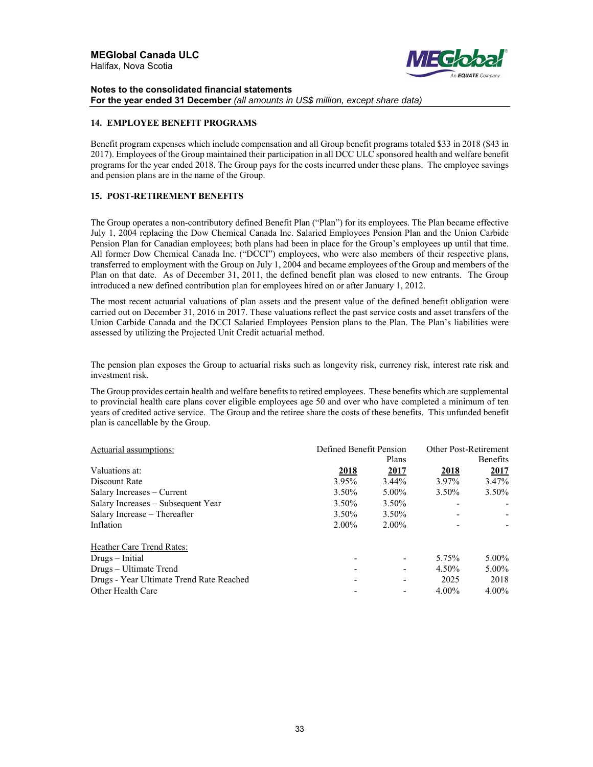## 14. EMPLOYEE BENEFIT PROGRAMS

Benefit program expenses which include compensation and all Group benefit programs totaled $33 in 2018 ($43 in 2017). Employees of the Group maintained their participation in all DCC ULC sponsored health and welfare benefit programs for the year ended 2018. The Group pays for the costs incurred under these plans. The employee savings and pension plans are in the name of the Group.

## 15. POST-RETIREMENT BENEFITS

The Group operates a non-contributory defined Benefit Plan ("Plan") for its employees. The Plan became effective July 1, 2004 replacing the Dow Chemical Canada Inc. Salaried Employees Pension Plan and the Union Carbide Pension Plan for Canadian employees; both plans had been in place for the Group's employees up until that time. All former Dow Chemical Canada Inc. ("DCCI") employees, who were also members of their respective plans, transferred to employment with the Group on July 1, 2004 and became employees of the Group and members of the Plan on that date. As of December 31, 2011, the defined benefit plan was closed to new entrants. The Group introduced a new defined contribution plan for employees hired on or after January 1, 2012.

The most recent actuarial valuations of plan assets and the present value of the defined benefit obligation were carried out on December 31, 2016 in 2017. These valuations reflect the past service costs and asset transfers of the Union Carbide Canada and the DCCI Salaried Employees Pension plans to the Plan. The Plan's liabilities were assessed by utilizing the Projected Unit Credit actuarial method.

The pension plan exposes the Group to actuarial risks such as longevity risk, currency risk, interest rate risk and investment risk.

The Group provides certain health and welfare benefits to retired employees. These benefits which are supplemental to provincial health care plans cover eligible employees age 50 and over who have completed a minimum of ten years of credited active service. The Group and the retiree share the costs of these benefits. This unfunded benefit plan is cancellable by the Group.

| Actuarial assumptions: | Defined Benefit Pension Plans | | Other Post-Retirement Benefits | |
|---|---|---|---|---|
| Valuations at: | **2018** | **2017** | **2018** | **2017** |
| Discount Rate | 3.95% | 3.44% | 3.97% | 3.47% |
| Salary Increases – Current | 3.50% | 5.00% | 3.50% | 3.50% |
| Salary Increases – Subsequent Year | 3.50% | 3.50% | - | - |
| Salary Increase – Thereafter | 3.50% | 3.50% | - | - |
| Inflation | 2.00% | 2.00% | - | - |
| Heather Care Trend Rates: | | | | |
| Drugs – Initial | - | - | 5.75% | 5.00% |
| Drugs – Ultimate Trend | - | - | 4.50% | 5.00% |
| Drugs - Year Ultimate Trend Rate Reached | - | - | 2025 | 2018 |
| Other Health Care | - | - | 4.00% | 4.00% |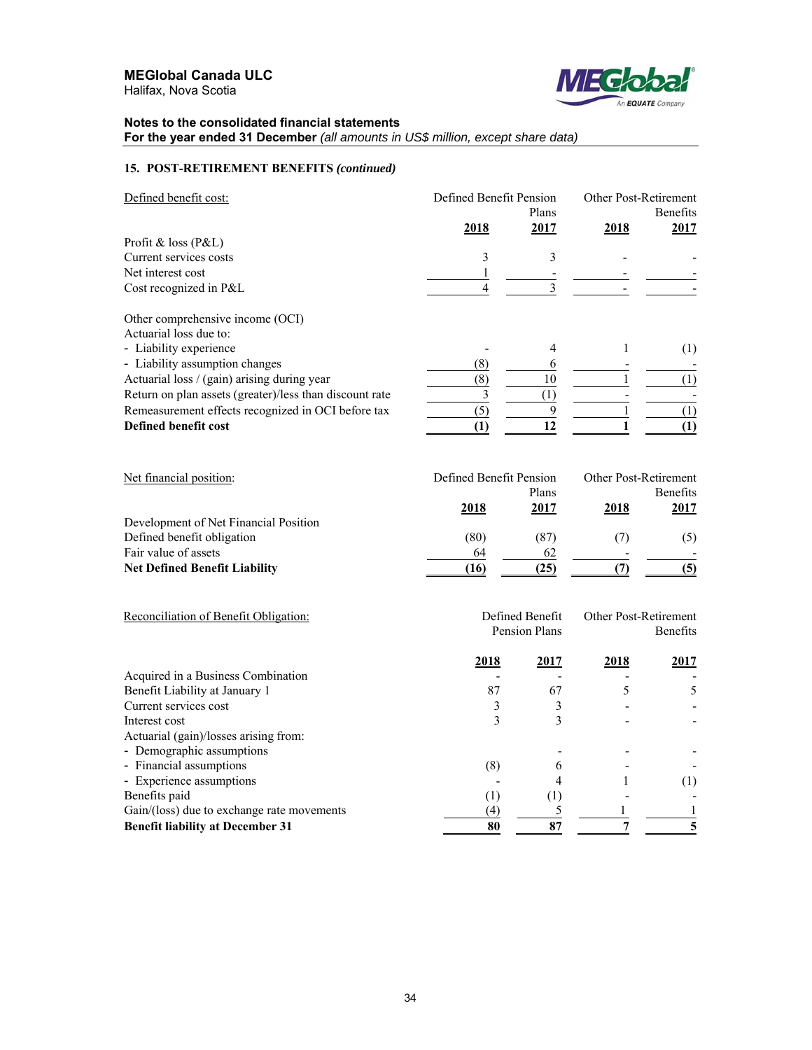**MEGlobal Canada ULC**
Halifax, Nova Scotia

**Notes to the consolidated financial statements**
**For the year ended 31 December** *(all amounts in US$ million, except share data)*

### 15. POST-RETIREMENT BENEFITS *(continued)*

| Defined benefit cost: | Defined Benefit Pension Plans | | Other Post-Retirement Benefits | |
|---|---|---|---|---|
| | **2018** | **2017** | **2018** | **2017** |
| Profit & loss (P&L) | | | | |
| Current services costs | 3 | 3 | - | - |
| Net interest cost | 1 | - | - | - |
| Cost recognized in P&L | 4 | 3 | - | - |
| | | | | |
| Other comprehensive income (OCI) | | | | |
| Actuarial loss due to: | | | | |
| - Liability experience | - | 4 | 1 | (1) |
| - Liability assumption changes | (8) | 6 | - | - |
| Actuarial loss / (gain) arising during year | (8) | 10 | 1 | (1) |
| Return on plan assets (greater)/less than discount rate | 3 | (1) | - | - |
| Remeasurement effects recognized in OCI before tax | (5) | 9 | 1 | (1) |
| **Defined benefit cost** | **(1)** | **12** | **1** | **(1)** |

| Net financial position: | Defined Benefit Pension Plans | | Other Post-Retirement Benefits | |
|---|---|---|---|---|
| | **2018** | **2017** | **2018** | **2017** |
| Development of Net Financial Position | | | | |
| Defined benefit obligation | (80) | (87) | (7) | (5) |
| Fair value of assets | 64 | 62 | - | - |
| **Net Defined Benefit Liability** | **(16)** | **(25)** | **(7)** | **(5)** |

| Reconciliation of Benefit Obligation: | Defined Benefit Pension Plans | | Other Post-Retirement Benefits | |
|---|---|---|---|---|
| | **2018** | **2017** | **2018** | **2017** |
| Acquired in a Business Combination | - | - | - | - |
| Benefit Liability at January 1 | 87 | 67 | 5 | 5 |
| Current services cost | 3 | 3 | - | - |
| Interest cost | 3 | 3 | - | - |
| Actuarial (gain)/losses arising from: | | | | |
| - Demographic assumptions | | - | - | - |
| - Financial assumptions | (8) | 6 | - | - |
| - Experience assumptions | - | 4 | 1 | (1) |
| Benefits paid | (1) | (1) | - | - |
| Gain/(loss) due to exchange rate movements | (4) | 5 | 1 | 1 |
| **Benefit liability at December 31** | **80** | **87** | **7** | **5** |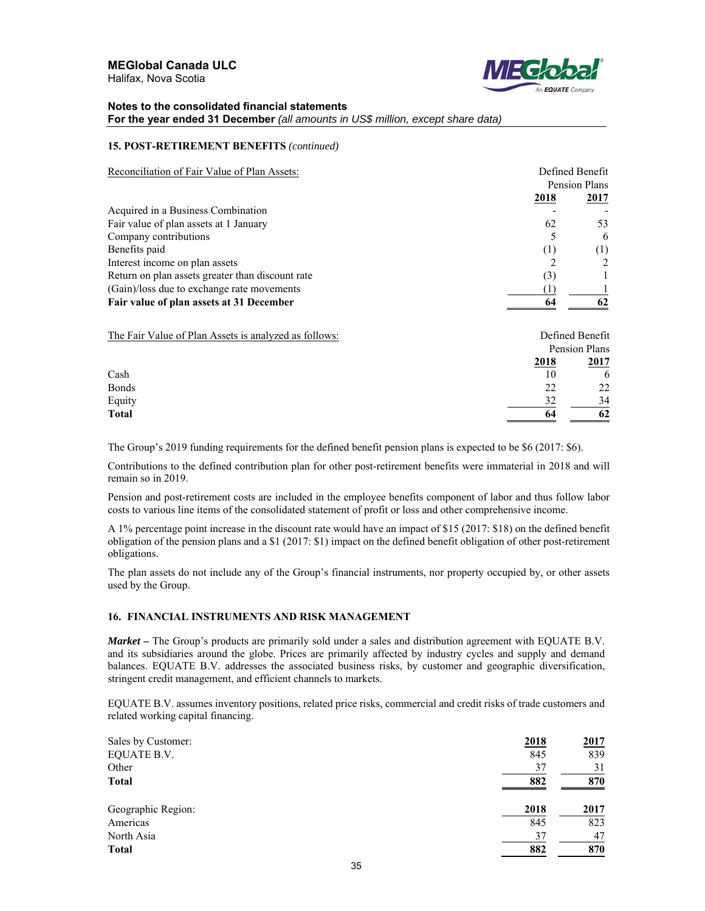**15. POST-RETIREMENT BENEFITS** *(continued)*

| Reconciliation of Fair Value of Plan Assets: | Defined Benefit Pension Plans | |
|---|---|---|
| | **2018** | **2017** |
| Acquired in a Business Combination | - | - |
| Fair value of plan assets at 1 January | 62 | 53 |
| Company contributions | 5 | 6 |
| Benefits paid | (1) | (1) |
| Interest income on plan assets | 2 | 2 |
| Return on plan assets greater than discount rate | (3) | 1 |
| (Gain)/loss due to exchange rate movements | (1) | 1 |
| **Fair value of plan assets at 31 December** | **64** | **62** |

| The Fair Value of Plan Assets is analyzed as follows: | Defined Benefit Pension Plans | |
|---|---|---|
| | **2018** | **2017** |
| Cash | 10 | 6 |
| Bonds | 22 | 22 |
| Equity | 32 | 34 |
| **Total** | **64** | **62** |

The Group's 2019 funding requirements for the defined benefit pension plans is expected to be $6 (2017: $6).

Contributions to the defined contribution plan for other post-retirement benefits were immaterial in 2018 and will remain so in 2019.

Pension and post-retirement costs are included in the employee benefits component of labor and thus follow labor costs to various line items of the consolidated statement of profit or loss and other comprehensive income.

A 1% percentage point increase in the discount rate would have an impact of $15 (2017: $18) on the defined benefit obligation of the pension plans and a $1 (2017: $1) impact on the defined benefit obligation of other post-retirement obligations.

The plan assets do not include any of the Group's financial instruments, nor property occupied by, or other assets used by the Group.

**16. FINANCIAL INSTRUMENTS AND RISK MANAGEMENT**

***Market –*** The Group's products are primarily sold under a sales and distribution agreement with EQUATE B.V. and its subsidiaries around the globe. Prices are primarily affected by industry cycles and supply and demand balances. EQUATE B.V. addresses the associated business risks, by customer and geographic diversification, stringent credit management, and efficient channels to markets.

EQUATE B.V. assumes inventory positions, related price risks, commercial and credit risks of trade customers and related working capital financing.

| Sales by Customer: | **2018** | **2017** |
|---|---|---|
| EQUATE B.V. | 845 | 839 |
| Other | 37 | 31 |
| **Total** | **882** | **870** |

| Geographic Region: | **2018** | **2017** |
|---|---|---|
| Americas | 845 | 823 |
| North Asia | 37 | 47 |
| **Total** | **882** | **870** |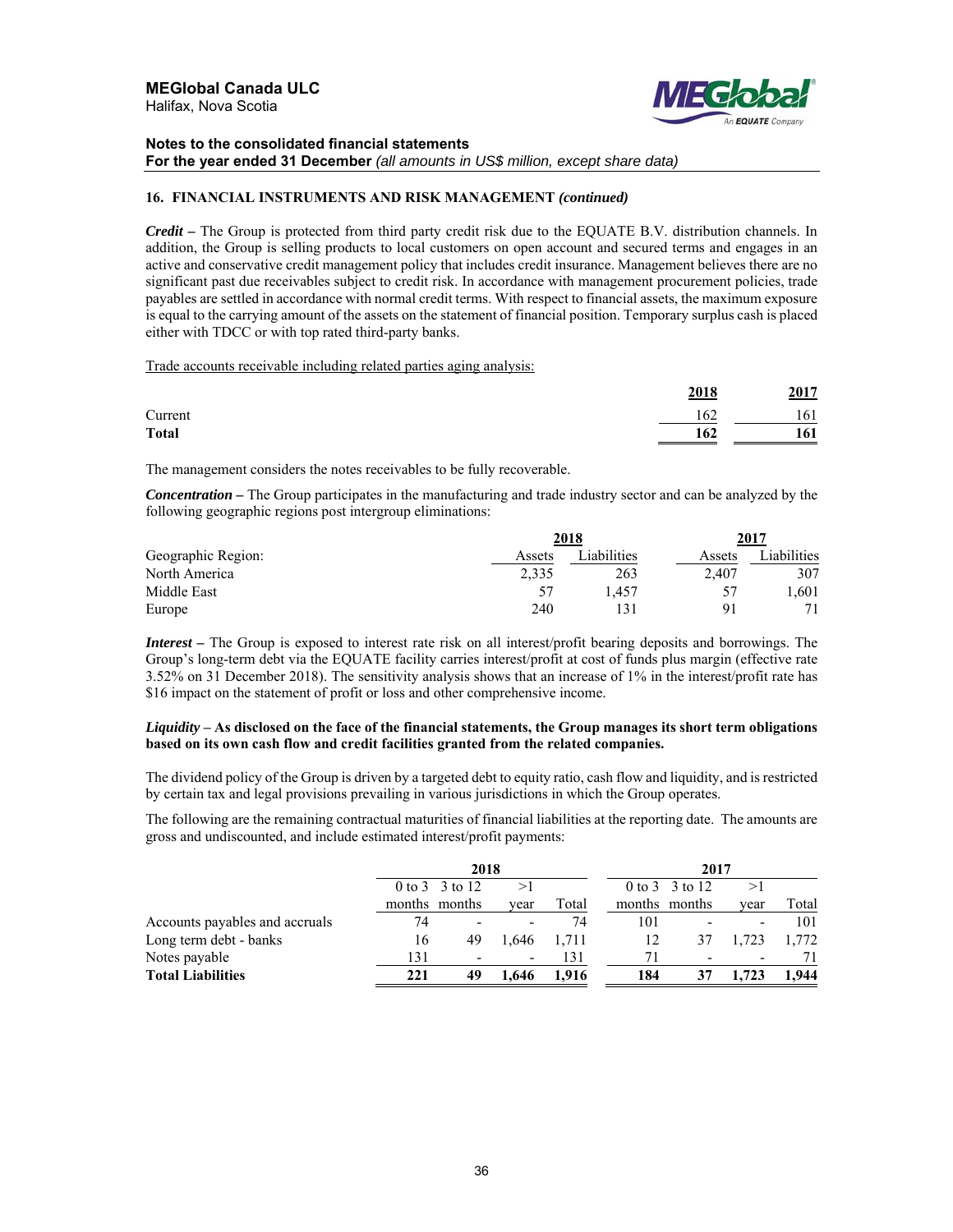## 16. FINANCIAL INSTRUMENTS AND RISK MANAGEMENT *(continued)*

***Credit –*** The Group is protected from third party credit risk due to the EQUATE B.V. distribution channels. In addition, the Group is selling products to local customers on open account and secured terms and engages in an active and conservative credit management policy that includes credit insurance. Management believes there are no significant past due receivables subject to credit risk. In accordance with management procurement policies, trade payables are settled in accordance with normal credit terms. With respect to financial assets, the maximum exposure is equal to the carrying amount of the assets on the statement of financial position. Temporary surplus cash is placed either with TDCC or with top rated third-party banks.

Trade accounts receivable including related parties aging analysis:

| | 2018 | 2017 |
|---|---|---|
| Current | 162 | 161 |
| **Total** | **162** | **161** |

The management considers the notes receivables to be fully recoverable.

***Concentration –*** The Group participates in the manufacturing and trade industry sector and can be analyzed by the following geographic regions post intergroup eliminations:

| | 2018 | | 2017 | |
|---|---|---|---|---|
| Geographic Region: | Assets | Liabilities | Assets | Liabilities |
| North America | 2,335 | 263 | 2,407 | 307 |
| Middle East | 57 | 1,457 | 57 | 1,601 |
| Europe | 240 | 131 | 91 | 71 |

***Interest –*** The Group is exposed to interest rate risk on all interest/profit bearing deposits and borrowings. The Group's long-term debt via the EQUATE facility carries interest/profit at cost of funds plus margin (effective rate 3.52% on 31 December 2018). The sensitivity analysis shows that an increase of 1% in the interest/profit rate has $16 impact on the statement of profit or loss and other comprehensive income.

***Liquidity –* As disclosed on the face of the financial statements, the Group manages its short term obligations based on its own cash flow and credit facilities granted from the related companies.**

The dividend policy of the Group is driven by a targeted debt to equity ratio, cash flow and liquidity, and is restricted by certain tax and legal provisions prevailing in various jurisdictions in which the Group operates.

The following are the remaining contractual maturities of financial liabilities at the reporting date. The amounts are gross and undiscounted, and include estimated interest/profit payments:

| | 2018 | | | | 2017 | | | |
|---|---|---|---|---|---|---|---|---|
| | 0 to 3 months | 3 to 12 months | >1 year | Total | 0 to 3 months | 3 to 12 months | >1 year | Total |
| Accounts payables and accruals | 74 | - | - | 74 | 101 | - | - | 101 |
| Long term debt - banks | 16 | 49 | 1,646 | 1,711 | 12 | 37 | 1,723 | 1,772 |
| Notes payable | 131 | - | - | 131 | 71 | - | - | 71 |
| **Total Liabilities** | **221** | **49** | **1,646** | **1,916** | **184** | **37** | **1,723** | **1,944** |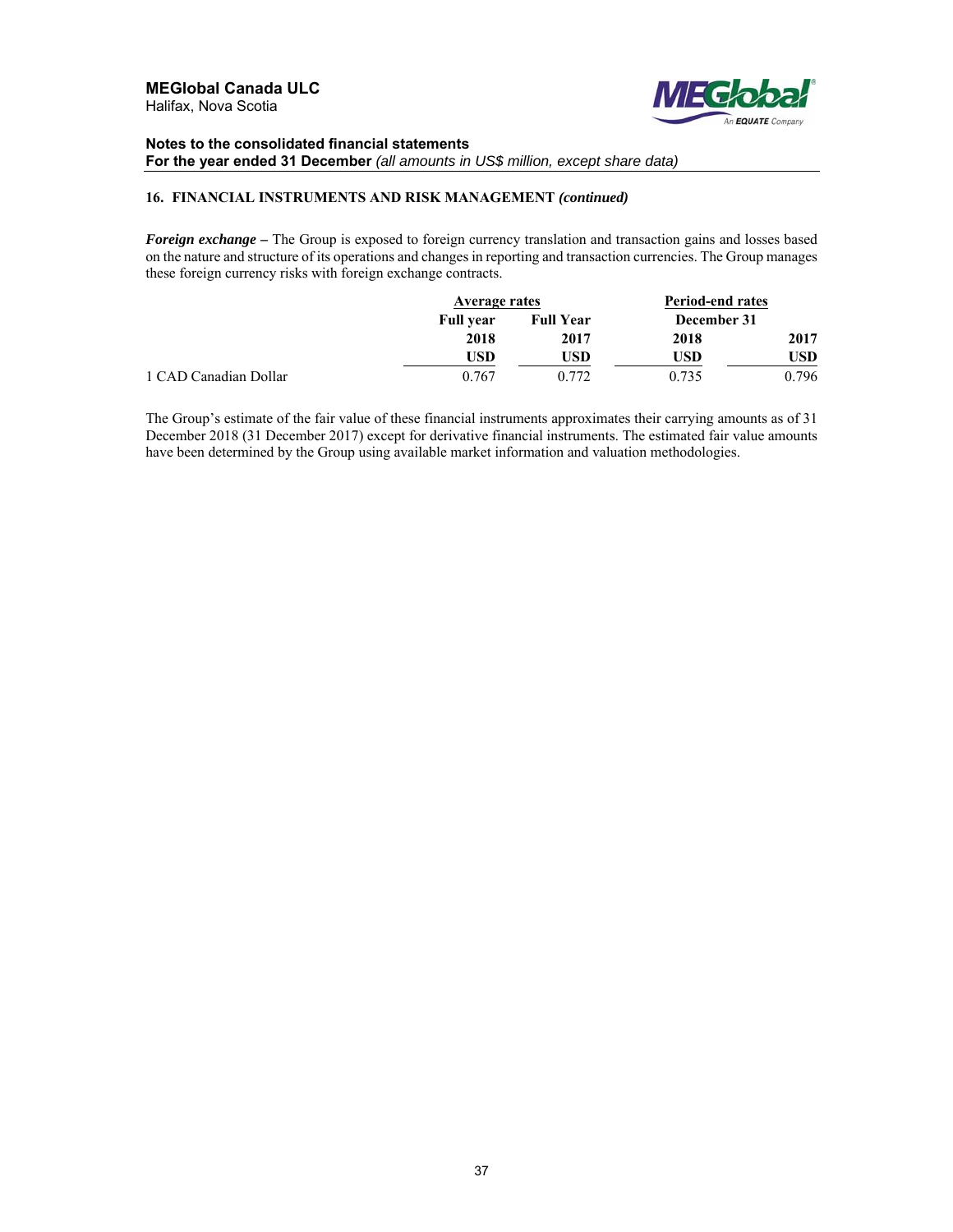## 16. FINANCIAL INSTRUMENTS AND RISK MANAGEMENT *(continued)*

***Foreign exchange –*** The Group is exposed to foreign currency translation and transaction gains and losses based on the nature and structure of its operations and changes in reporting and transaction currencies. The Group manages these foreign currency risks with foreign exchange contracts.

| | Average rates | | Period-end rates | |
|---|---|---|---|---|
| | Full year | Full Year | December 31 | |
| | 2018 | 2017 | 2018 | 2017 |
| | USD | USD | USD | USD |
| 1 CAD Canadian Dollar | 0.767 | 0.772 | 0.735 | 0.796 |

The Group's estimate of the fair value of these financial instruments approximates their carrying amounts as of 31 December 2018 (31 December 2017) except for derivative financial instruments. The estimated fair value amounts have been determined by the Group using available market information and valuation methodologies.